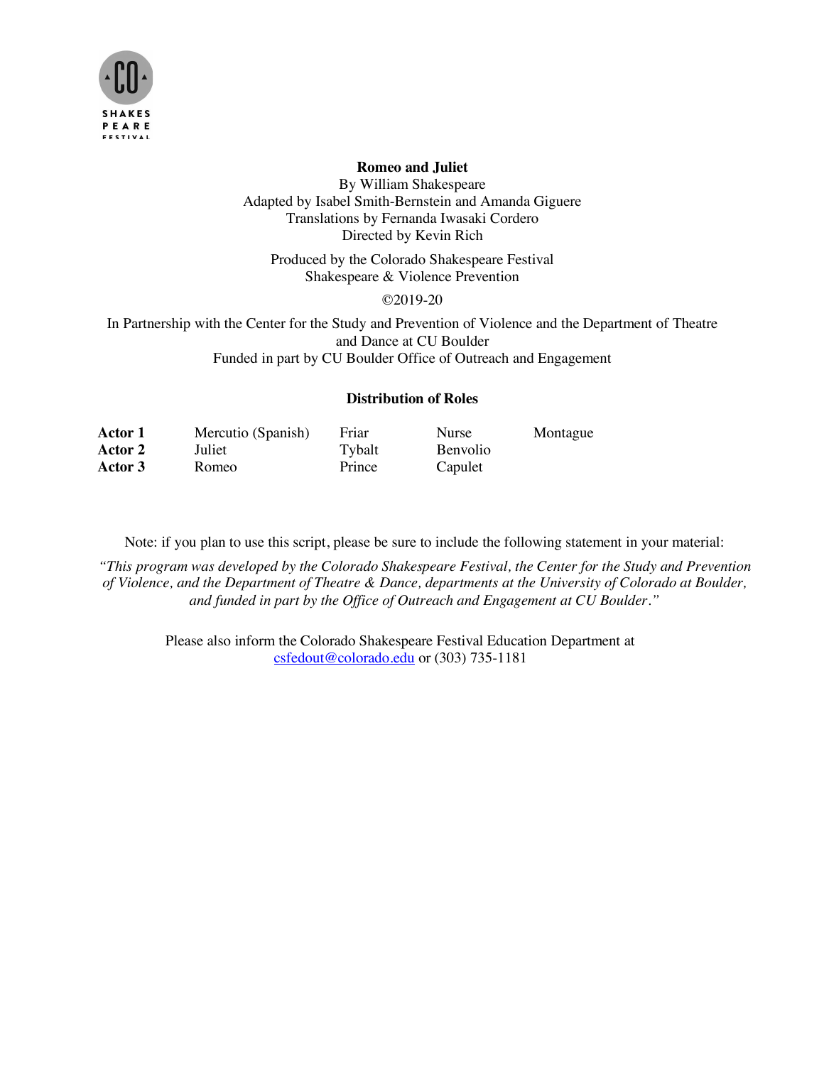CO SHAKESPEARE FESTIVAL

**Romeo and Juliet**

By William Shakespeare
Adapted by Isabel Smith-Bernstein and Amanda Giguere
Translations by Fernanda Iwasaki Cordero
Directed by Kevin Rich

Produced by the Colorado Shakespeare Festival
Shakespeare & Violence Prevention

©2019-20

In Partnership with the Center for the Study and Prevention of Violence and the Department of Theatre and Dance at CU Boulder
Funded in part by CU Boulder Office of Outreach and Engagement

**Distribution of Roles**

| | | | | |
|---|---|---|---|---|
| **Actor 1** | Mercutio (Spanish) | Friar | Nurse | Montague |
| **Actor 2** | Juliet | Tybalt | Benvolio | |
| **Actor 3** | Romeo | Prince | Capulet | |

Note: if you plan to use this script, please be sure to include the following statement in your material:

*"This program was developed by the Colorado Shakespeare Festival, the Center for the Study and Prevention of Violence, and the Department of Theatre & Dance, departments at the University of Colorado at Boulder, and funded in part by the Office of Outreach and Engagement at CU Boulder."*

Please also inform the Colorado Shakespeare Festival Education Department at csfedout@colorado.edu or (303) 735-1181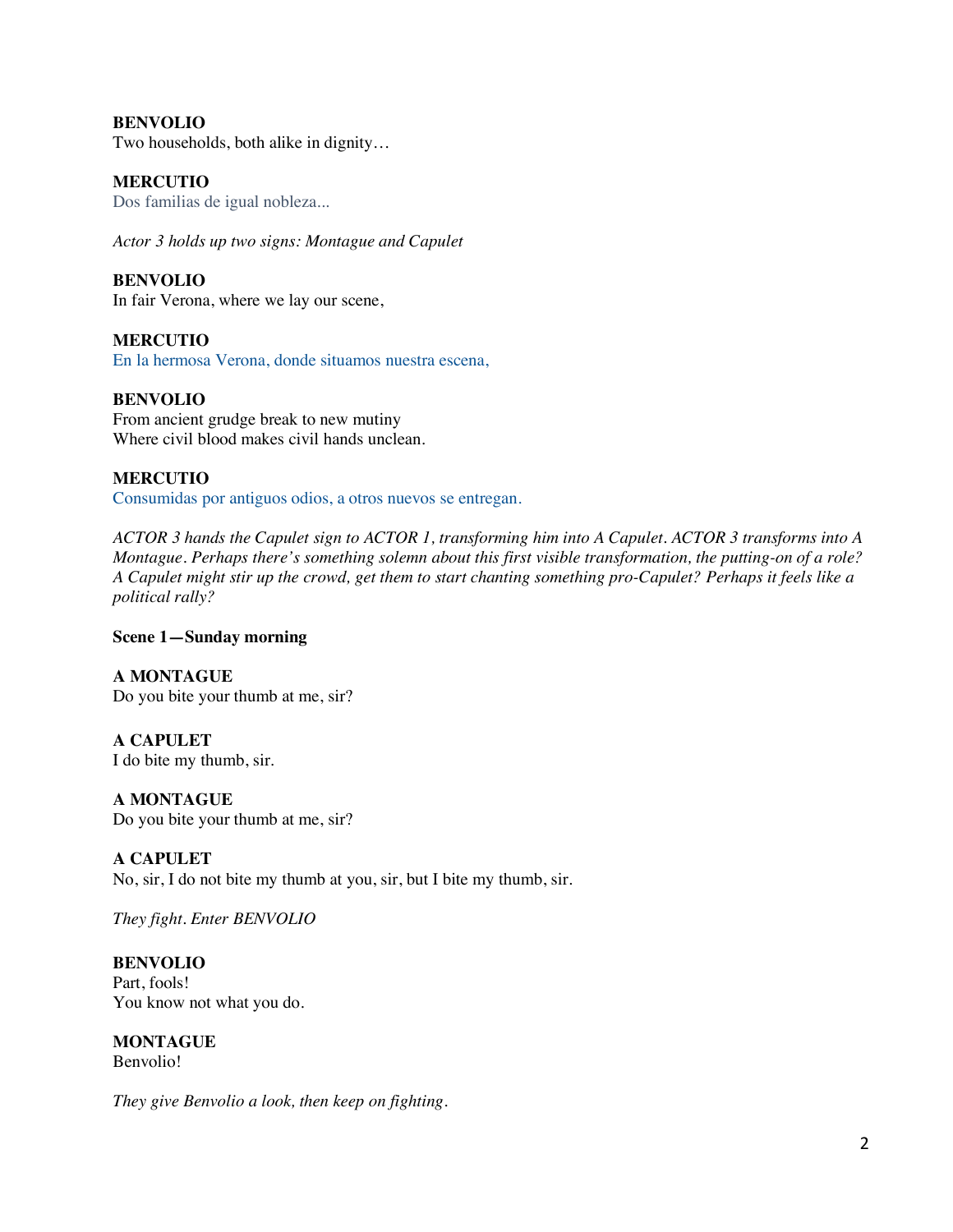**BENVOLIO**
Two households, both alike in dignity…

**MERCUTIO**
Dos familias de igual nobleza...

*Actor 3 holds up two signs: Montague and Capulet*

**BENVOLIO**
In fair Verona, where we lay our scene,

**MERCUTIO**
En la hermosa Verona, donde situamos nuestra escena,

**BENVOLIO**
From ancient grudge break to new mutiny
Where civil blood makes civil hands unclean.

**MERCUTIO**
Consumidas por antiguos odios, a otros nuevos se entregan.

*ACTOR 3 hands the Capulet sign to ACTOR 1, transforming him into A Capulet. ACTOR 3 transforms into A Montague. Perhaps there's something solemn about this first visible transformation, the putting-on of a role? A Capulet might stir up the crowd, get them to start chanting something pro-Capulet? Perhaps it feels like a political rally?*

**Scene 1—Sunday morning**

**A MONTAGUE**
Do you bite your thumb at me, sir?

**A CAPULET**
I do bite my thumb, sir.

**A MONTAGUE**
Do you bite your thumb at me, sir?

**A CAPULET**
No, sir, I do not bite my thumb at you, sir, but I bite my thumb, sir.

*They fight. Enter BENVOLIO*

**BENVOLIO**
Part, fools!
You know not what you do.

**MONTAGUE**
Benvolio!

*They give Benvolio a look, then keep on fighting.*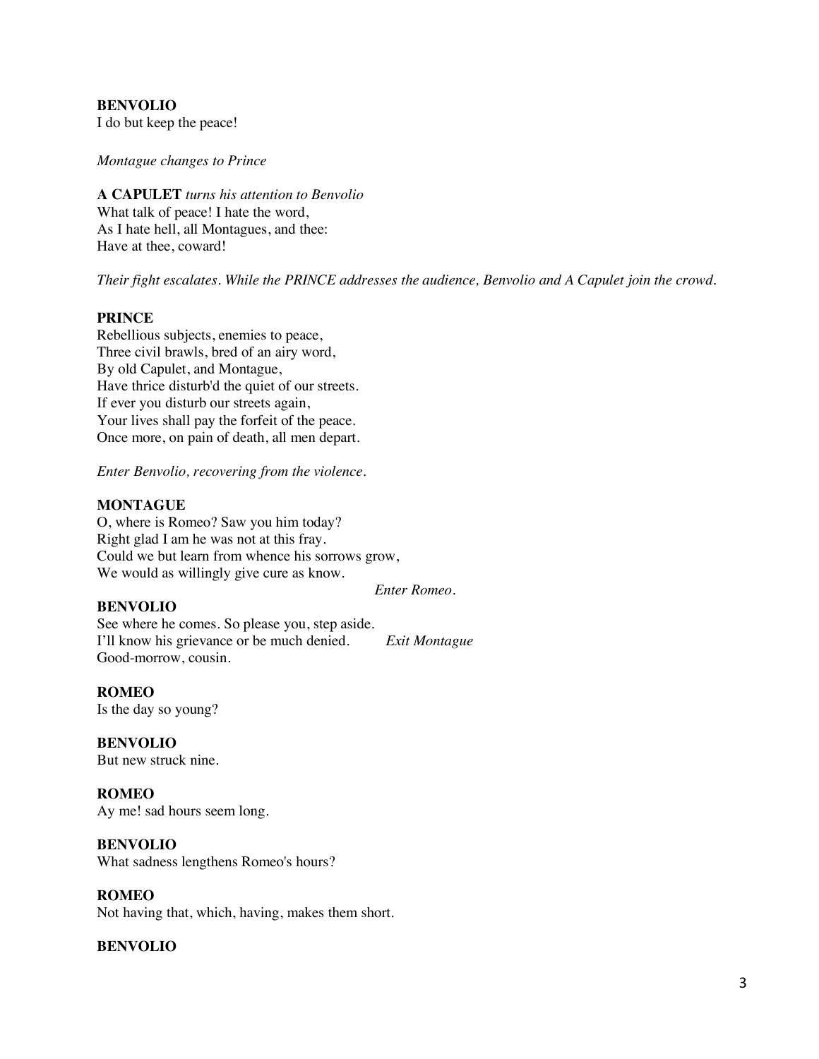**BENVOLIO**
I do but keep the peace!

*Montague changes to Prince*

**A CAPULET** *turns his attention to Benvolio*
What talk of peace! I hate the word,
As I hate hell, all Montagues, and thee:
Have at thee, coward!

*Their fight escalates. While the PRINCE addresses the audience, Benvolio and A Capulet join the crowd.*

**PRINCE**
Rebellious subjects, enemies to peace,
Three civil brawls, bred of an airy word,
By old Capulet, and Montague,
Have thrice disturb'd the quiet of our streets.
If ever you disturb our streets again,
Your lives shall pay the forfeit of the peace.
Once more, on pain of death, all men depart.

*Enter Benvolio, recovering from the violence.*

**MONTAGUE**
O, where is Romeo? Saw you him today?
Right glad I am he was not at this fray.
Could we but learn from whence his sorrows grow,
We would as willingly give cure as know.

*Enter Romeo.*

**BENVOLIO**
See where he comes. So please you, step aside.
I'll know his grievance or be much denied. *Exit Montague*
Good-morrow, cousin.

**ROMEO**
Is the day so young?

**BENVOLIO**
But new struck nine.

**ROMEO**
Ay me! sad hours seem long.

**BENVOLIO**
What sadness lengthens Romeo's hours?

**ROMEO**
Not having that, which, having, makes them short.

**BENVOLIO**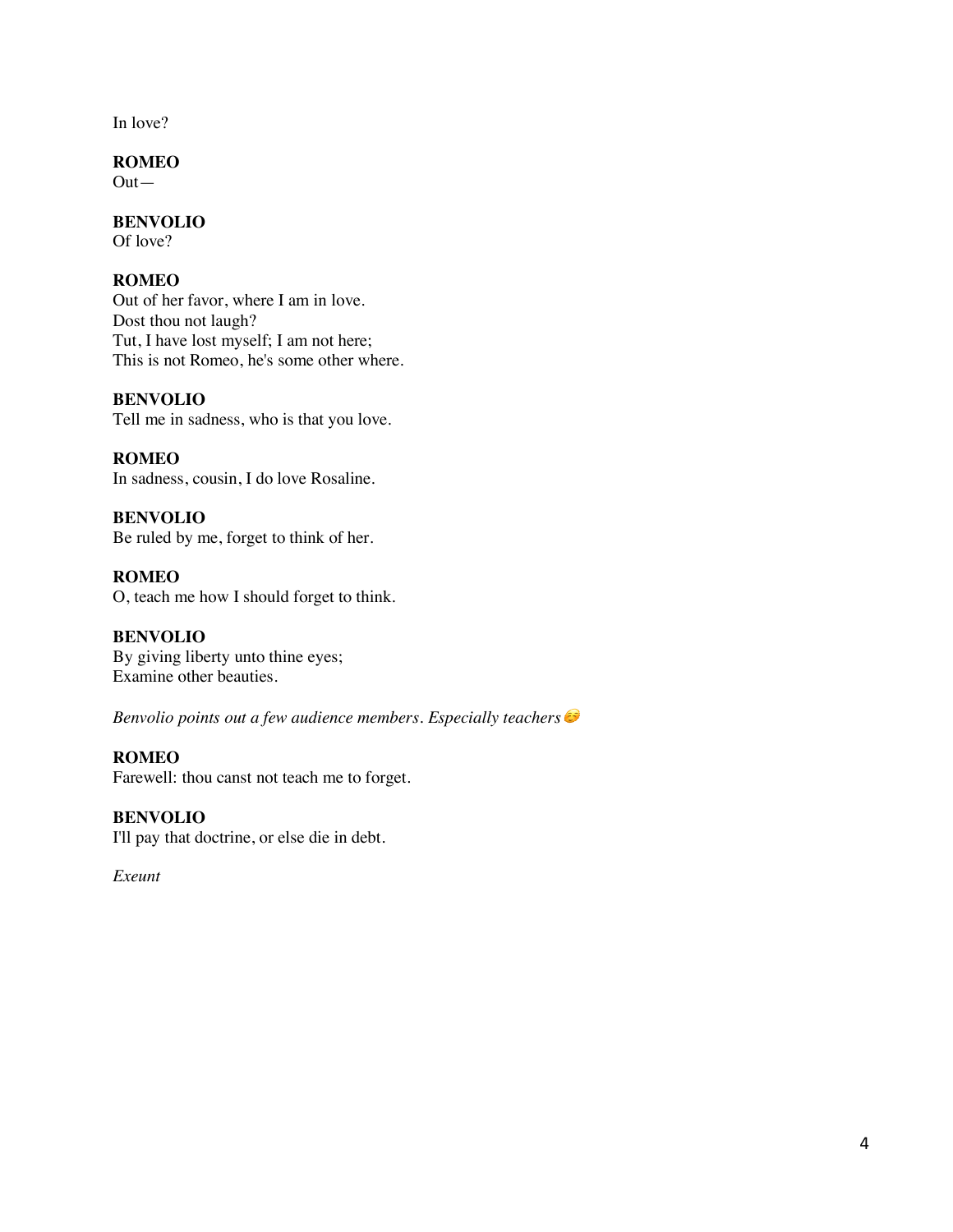In love?

**ROMEO**
Out—

**BENVOLIO**
Of love?

**ROMEO**
Out of her favor, where I am in love.
Dost thou not laugh?
Tut, I have lost myself; I am not here;
This is not Romeo, he's some other where.

**BENVOLIO**
Tell me in sadness, who is that you love.

**ROMEO**
In sadness, cousin, I do love Rosaline.

**BENVOLIO**
Be ruled by me, forget to think of her.

**ROMEO**
O, teach me how I should forget to think.

**BENVOLIO**
By giving liberty unto thine eyes;
Examine other beauties.

*Benvolio points out a few audience members. Especially teachers😏*

**ROMEO**
Farewell: thou canst not teach me to forget.

**BENVOLIO**
I'll pay that doctrine, or else die in debt.

*Exeunt*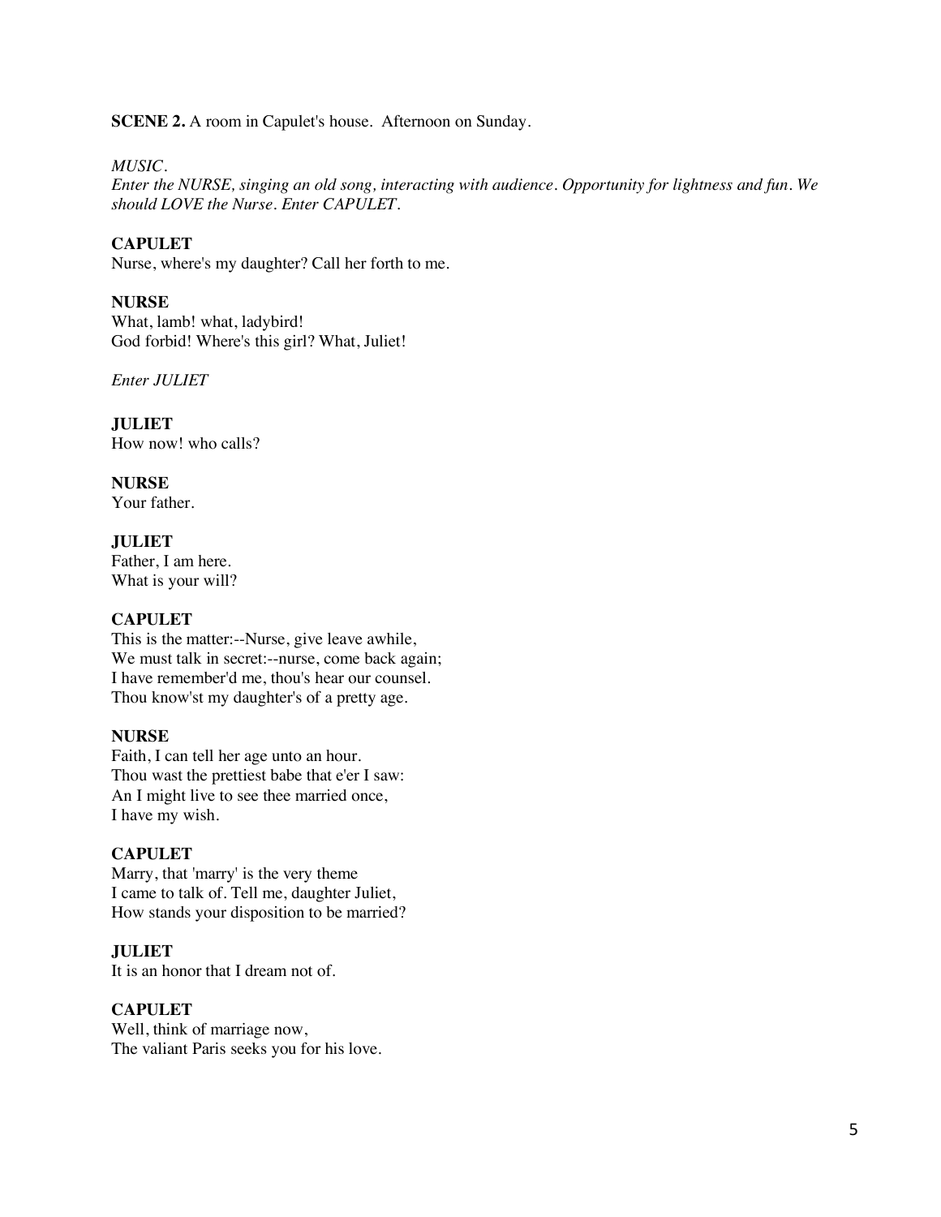**SCENE 2.** A room in Capulet's house. Afternoon on Sunday.

*MUSIC.*
*Enter the NURSE, singing an old song, interacting with audience. Opportunity for lightness and fun. We should LOVE the Nurse. Enter CAPULET.*

**CAPULET**
Nurse, where's my daughter? Call her forth to me.

**NURSE**
What, lamb! what, ladybird!
God forbid! Where's this girl? What, Juliet!

*Enter JULIET*

**JULIET**
How now! who calls?

**NURSE**
Your father.

**JULIET**
Father, I am here.
What is your will?

**CAPULET**
This is the matter:--Nurse, give leave awhile,
We must talk in secret:--nurse, come back again;
I have remember'd me, thou's hear our counsel.
Thou know'st my daughter's of a pretty age.

**NURSE**
Faith, I can tell her age unto an hour.
Thou wast the prettiest babe that e'er I saw:
An I might live to see thee married once,
I have my wish.

**CAPULET**
Marry, that 'marry' is the very theme
I came to talk of. Tell me, daughter Juliet,
How stands your disposition to be married?

**JULIET**
It is an honor that I dream not of.

**CAPULET**
Well, think of marriage now,
The valiant Paris seeks you for his love.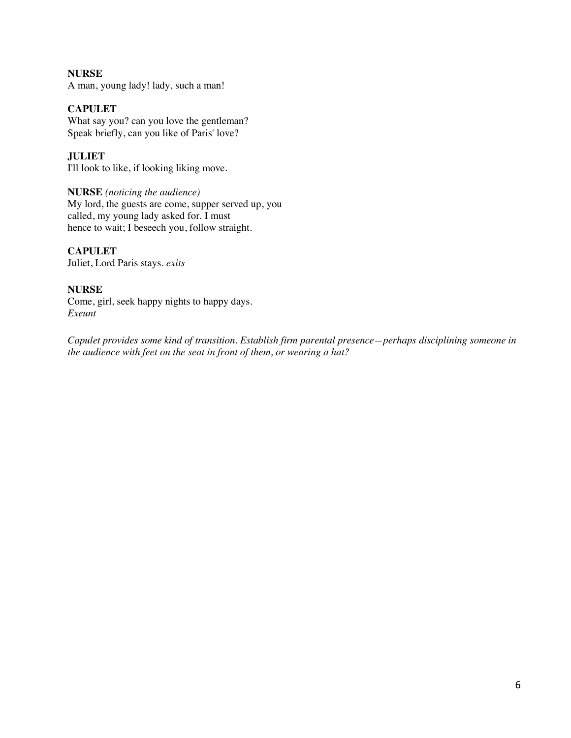**NURSE**
A man, young lady! lady, such a man!

**CAPULET**
What say you? can you love the gentleman?
Speak briefly, can you like of Paris' love?

**JULIET**
I'll look to like, if looking liking move.

**NURSE** *(noticing the audience)*
My lord, the guests are come, supper served up, you
called, my young lady asked for. I must
hence to wait; I beseech you, follow straight.

**CAPULET**
Juliet, Lord Paris stays. *exits*

**NURSE**
Come, girl, seek happy nights to happy days.
*Exeunt*

*Capulet provides some kind of transition. Establish firm parental presence—perhaps disciplining someone in the audience with feet on the seat in front of them, or wearing a hat?*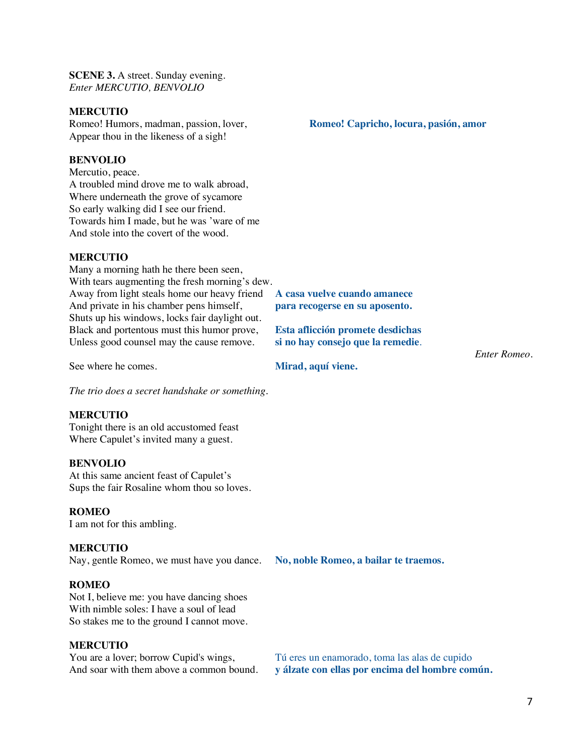**SCENE 3.** A street. Sunday evening.
*Enter MERCUTIO, BENVOLIO*

**MERCUTIO**
Romeo! Humors, madman, passion, lover,
Appear thou in the likeness of a sigh!

**Romeo! Capricho, locura, pasión, amor**

**BENVOLIO**
Mercutio, peace.
A troubled mind drove me to walk abroad,
Where underneath the grove of sycamore
So early walking did I see our friend.
Towards him I made, but he was 'ware of me
And stole into the covert of the wood.

**MERCUTIO**
Many a morning hath he there been seen,
With tears augmenting the fresh morning's dew.
Away from light steals home our heavy friend
And private in his chamber pens himself,
Shuts up his windows, locks fair daylight out.
Black and portentous must this humor prove,
Unless good counsel may the cause remove.

**A casa vuelve cuando amanece**
**para recogerse en su aposento.**

**Esta aflicción promete desdichas**
**si no hay consejo que la remedie**.

*Enter Romeo.*

See where he comes.

**Mirad, aquí viene.**

*The trio does a secret handshake or something.*

**MERCUTIO**
Tonight there is an old accustomed feast
Where Capulet's invited many a guest.

**BENVOLIO**
At this same ancient feast of Capulet's
Sups the fair Rosaline whom thou so loves.

**ROMEO**
I am not for this ambling.

**MERCUTIO**
Nay, gentle Romeo, we must have you dance.

**No, noble Romeo, a bailar te traemos.**

**ROMEO**
Not I, believe me: you have dancing shoes
With nimble soles: I have a soul of lead
So stakes me to the ground I cannot move.

**MERCUTIO**
You are a lover; borrow Cupid's wings,
And soar with them above a common bound.

Tú eres un enamorado, toma las alas de cupido
**y álzate con ellas por encima del hombre común.**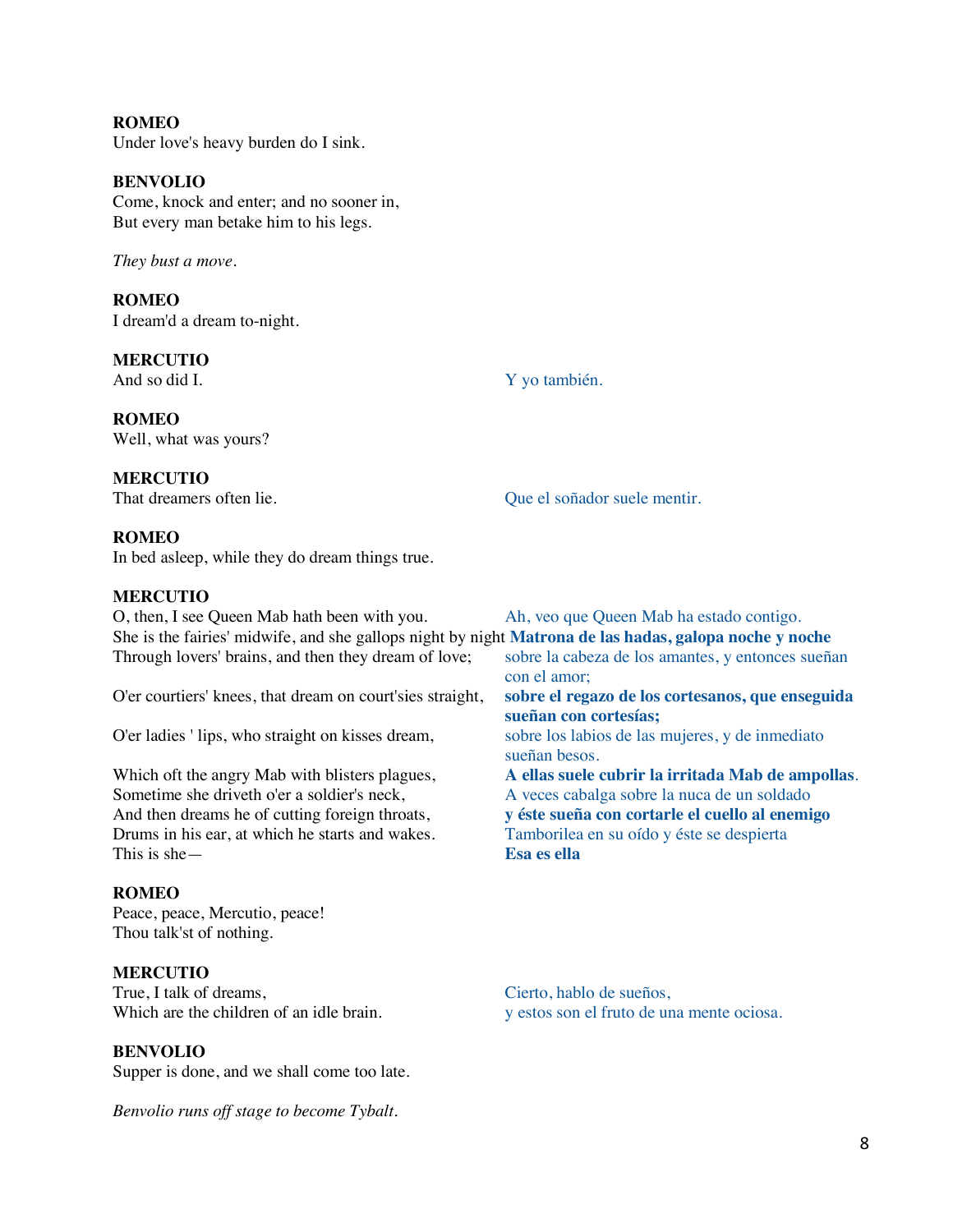**ROMEO**
Under love's heavy burden do I sink.

**BENVOLIO**
Come, knock and enter; and no sooner in,
But every man betake him to his legs.

*They bust a move.*

**ROMEO**
I dream'd a dream to-night.

**MERCUTIO**

| English | Spanish |
|---|---|
| And so did I. | Y yo también. |

**ROMEO**
Well, what was yours?

**MERCUTIO**

| English | Spanish |
|---|---|
| That dreamers often lie. | Que el soñador suele mentir. |

**ROMEO**
In bed asleep, while they do dream things true.

**MERCUTIO**

| English | Spanish |
|---|---|
| O, then, I see Queen Mab hath been with you. | Ah, veo que Queen Mab ha estado contigo. |
| She is the fairies' midwife, and she gallops night by night | **Matrona de las hadas, galopa noche y noche** |
| Through lovers' brains, and then they dream of love; | sobre la cabeza de los amantes, y entonces sueñan con el amor; |
| O'er courtiers' knees, that dream on court'sies straight, | **sobre el regazo de los cortesanos, que enseguida sueñan con cortesías;** |
| O'er ladies ' lips, who straight on kisses dream, | sobre los labios de las mujeres, y de inmediato sueñan besos. |
| Which oft the angry Mab with blisters plagues, | **A ellas suele cubrir la irritada Mab de ampollas**. |
| Sometime she driveth o'er a soldier's neck, | A veces cabalga sobre la nuca de un soldado |
| And then dreams he of cutting foreign throats, | **y éste sueña con cortarle el cuello al enemigo** |
| Drums in his ear, at which he starts and wakes. | Tamborilea en su oído y éste se despierta |
| This is she— | **Esa es ella** |

**ROMEO**
Peace, peace, Mercutio, peace!
Thou talk'st of nothing.

**MERCUTIO**

| English | Spanish |
|---|---|
| True, I talk of dreams, | Cierto, hablo de sueños, |
| Which are the children of an idle brain. | y estos son el fruto de una mente ociosa. |

**BENVOLIO**
Supper is done, and we shall come too late.

*Benvolio runs off stage to become Tybalt.*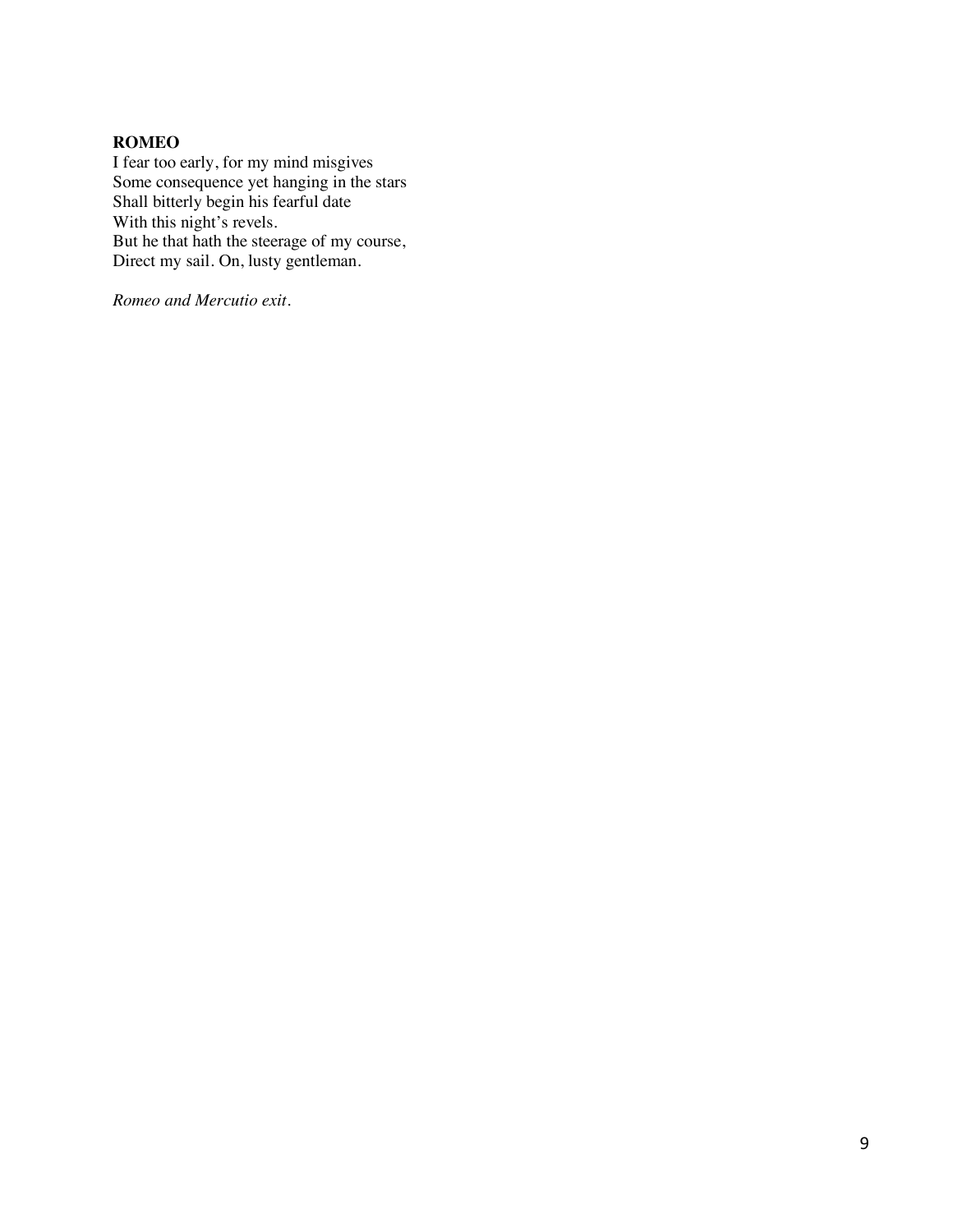**ROMEO**
I fear too early, for my mind misgives
Some consequence yet hanging in the stars
Shall bitterly begin his fearful date
With this night's revels.
But he that hath the steerage of my course,
Direct my sail. On, lusty gentleman.

*Romeo and Mercutio exit.*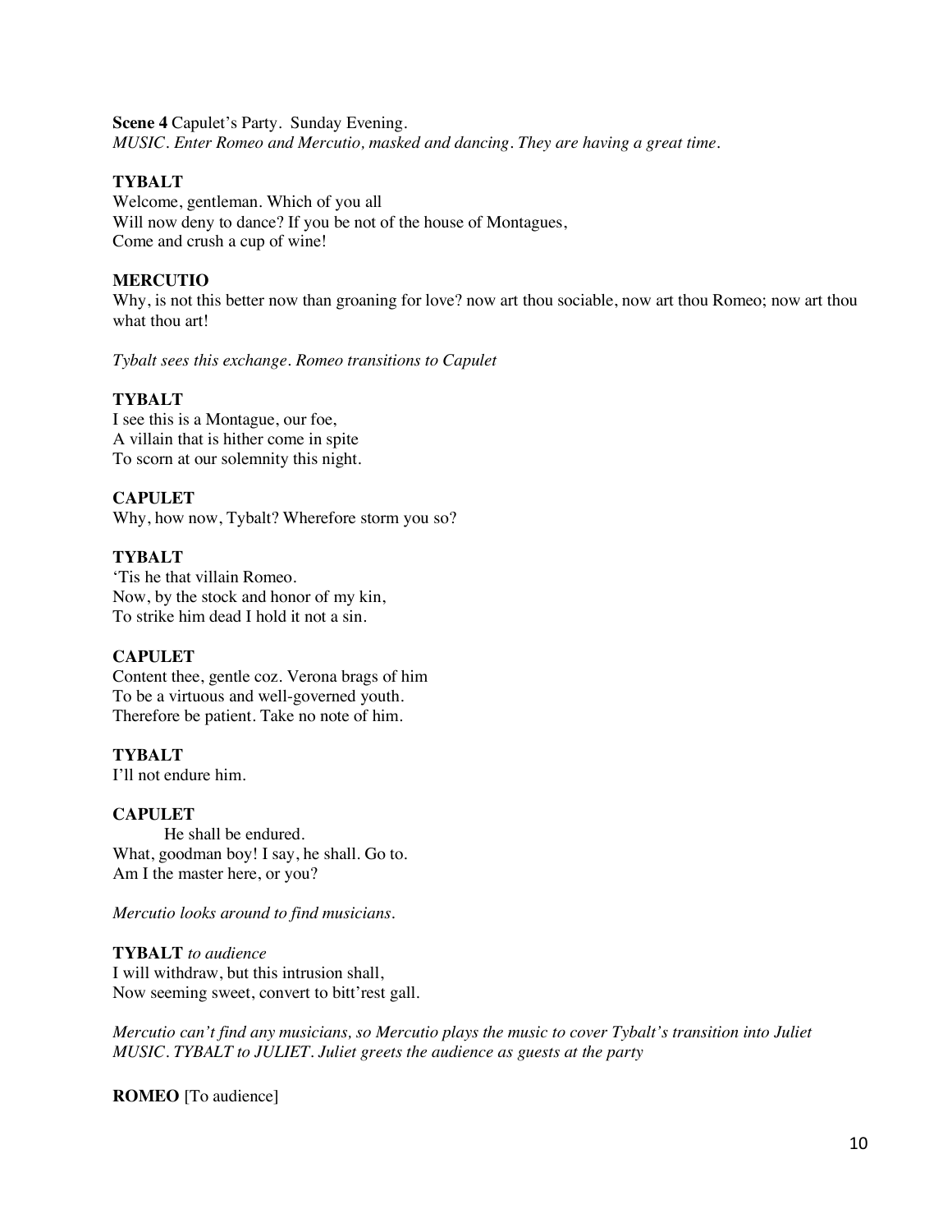**Scene 4** Capulet's Party. Sunday Evening.
*MUSIC. Enter Romeo and Mercutio, masked and dancing. They are having a great time.*

**TYBALT**
Welcome, gentleman. Which of you all
Will now deny to dance? If you be not of the house of Montagues,
Come and crush a cup of wine!

**MERCUTIO**
Why, is not this better now than groaning for love? now art thou sociable, now art thou Romeo; now art thou what thou art!

*Tybalt sees this exchange. Romeo transitions to Capulet*

**TYBALT**
I see this is a Montague, our foe,
A villain that is hither come in spite
To scorn at our solemnity this night.

**CAPULET**
Why, how now, Tybalt? Wherefore storm you so?

**TYBALT**
'Tis he that villain Romeo.
Now, by the stock and honor of my kin,
To strike him dead I hold it not a sin.

**CAPULET**
Content thee, gentle coz. Verona brags of him
To be a virtuous and well-governed youth.
Therefore be patient. Take no note of him.

**TYBALT**
I'll not endure him.

**CAPULET**
He shall be endured.
What, goodman boy! I say, he shall. Go to.
Am I the master here, or you?

*Mercutio looks around to find musicians.*

**TYBALT** *to audience*
I will withdraw, but this intrusion shall,
Now seeming sweet, convert to bitt'rest gall.

*Mercutio can't find any musicians, so Mercutio plays the music to cover Tybalt's transition into Juliet*
*MUSIC. TYBALT to JULIET. Juliet greets the audience as guests at the party*

**ROMEO** [To audience]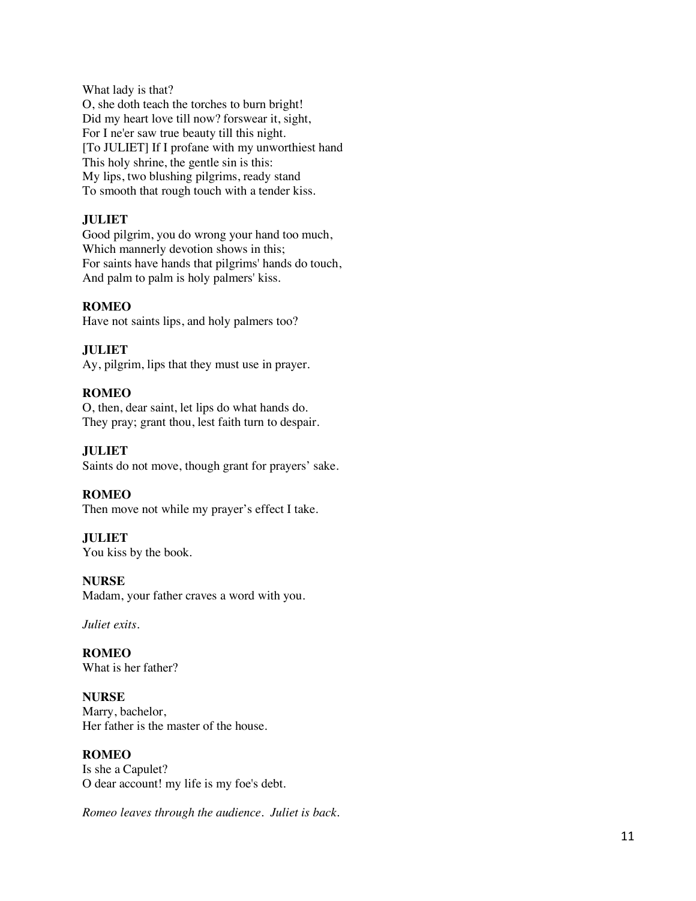What lady is that?
O, she doth teach the torches to burn bright!
Did my heart love till now? forswear it, sight,
For I ne'er saw true beauty till this night.
[To JULIET] If I profane with my unworthiest hand
This holy shrine, the gentle sin is this:
My lips, two blushing pilgrims, ready stand
To smooth that rough touch with a tender kiss.

**JULIET**
Good pilgrim, you do wrong your hand too much,
Which mannerly devotion shows in this;
For saints have hands that pilgrims' hands do touch,
And palm to palm is holy palmers' kiss.

**ROMEO**
Have not saints lips, and holy palmers too?

**JULIET**
Ay, pilgrim, lips that they must use in prayer.

**ROMEO**
O, then, dear saint, let lips do what hands do.
They pray; grant thou, lest faith turn to despair.

**JULIET**
Saints do not move, though grant for prayers' sake.

**ROMEO**
Then move not while my prayer's effect I take.

**JULIET**
You kiss by the book.

**NURSE**
Madam, your father craves a word with you.

*Juliet exits.*

**ROMEO**
What is her father?

**NURSE**
Marry, bachelor,
Her father is the master of the house.

**ROMEO**
Is she a Capulet?
O dear account! my life is my foe's debt.

*Romeo leaves through the audience. Juliet is back.*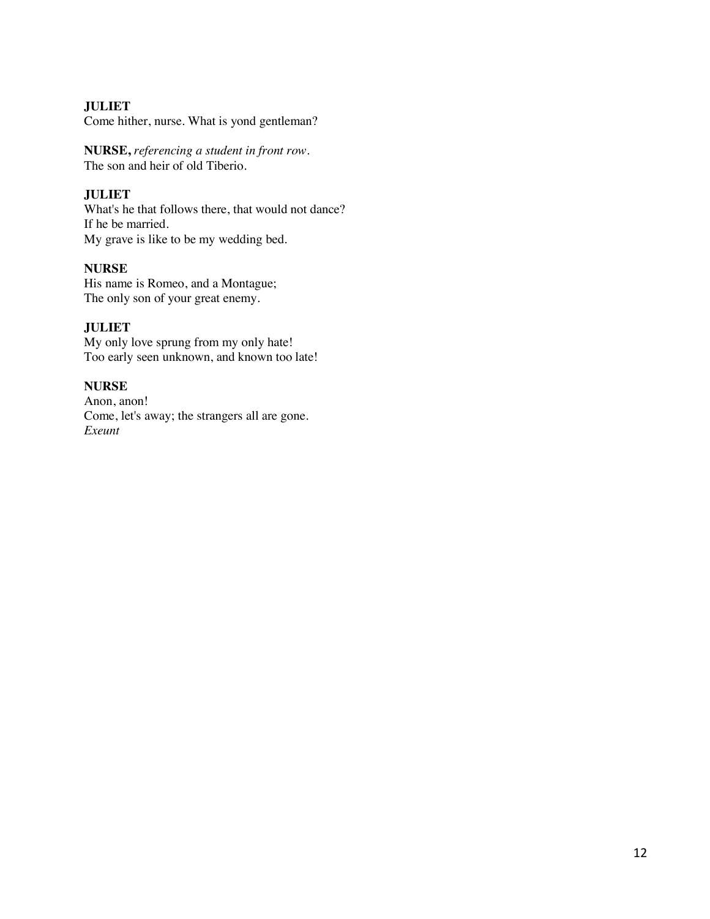**JULIET**
Come hither, nurse. What is yond gentleman?

**NURSE,** *referencing a student in front row.*
The son and heir of old Tiberio.

**JULIET**
What's he that follows there, that would not dance?
If he be married.
My grave is like to be my wedding bed.

**NURSE**
His name is Romeo, and a Montague;
The only son of your great enemy.

**JULIET**
My only love sprung from my only hate!
Too early seen unknown, and known too late!

**NURSE**
Anon, anon!
Come, let's away; the strangers all are gone.
*Exeunt*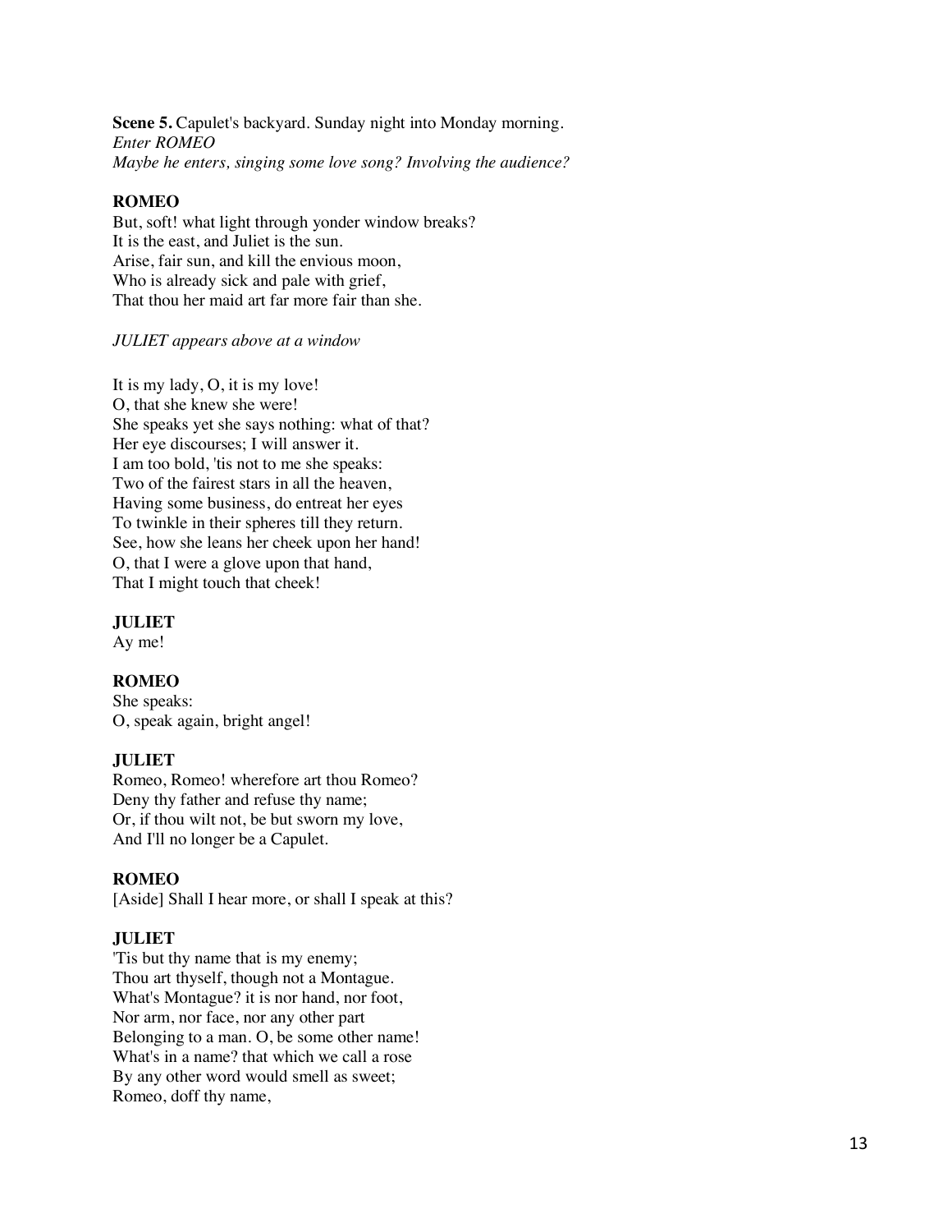**Scene 5.** Capulet's backyard. Sunday night into Monday morning.
*Enter ROMEO*
*Maybe he enters, singing some love song? Involving the audience?*

**ROMEO**
But, soft! what light through yonder window breaks?
It is the east, and Juliet is the sun.
Arise, fair sun, and kill the envious moon,
Who is already sick and pale with grief,
That thou her maid art far more fair than she.

*JULIET appears above at a window*

It is my lady, O, it is my love!
O, that she knew she were!
She speaks yet she says nothing: what of that?
Her eye discourses; I will answer it.
I am too bold, 'tis not to me she speaks:
Two of the fairest stars in all the heaven,
Having some business, do entreat her eyes
To twinkle in their spheres till they return.
See, how she leans her cheek upon her hand!
O, that I were a glove upon that hand,
That I might touch that cheek!

**JULIET**
Ay me!

**ROMEO**
She speaks:
O, speak again, bright angel!

**JULIET**
Romeo, Romeo! wherefore art thou Romeo?
Deny thy father and refuse thy name;
Or, if thou wilt not, be but sworn my love,
And I'll no longer be a Capulet.

**ROMEO**
[Aside] Shall I hear more, or shall I speak at this?

**JULIET**
'Tis but thy name that is my enemy;
Thou art thyself, though not a Montague.
What's Montague? it is nor hand, nor foot,
Nor arm, nor face, nor any other part
Belonging to a man. O, be some other name!
What's in a name? that which we call a rose
By any other word would smell as sweet;
Romeo, doff thy name,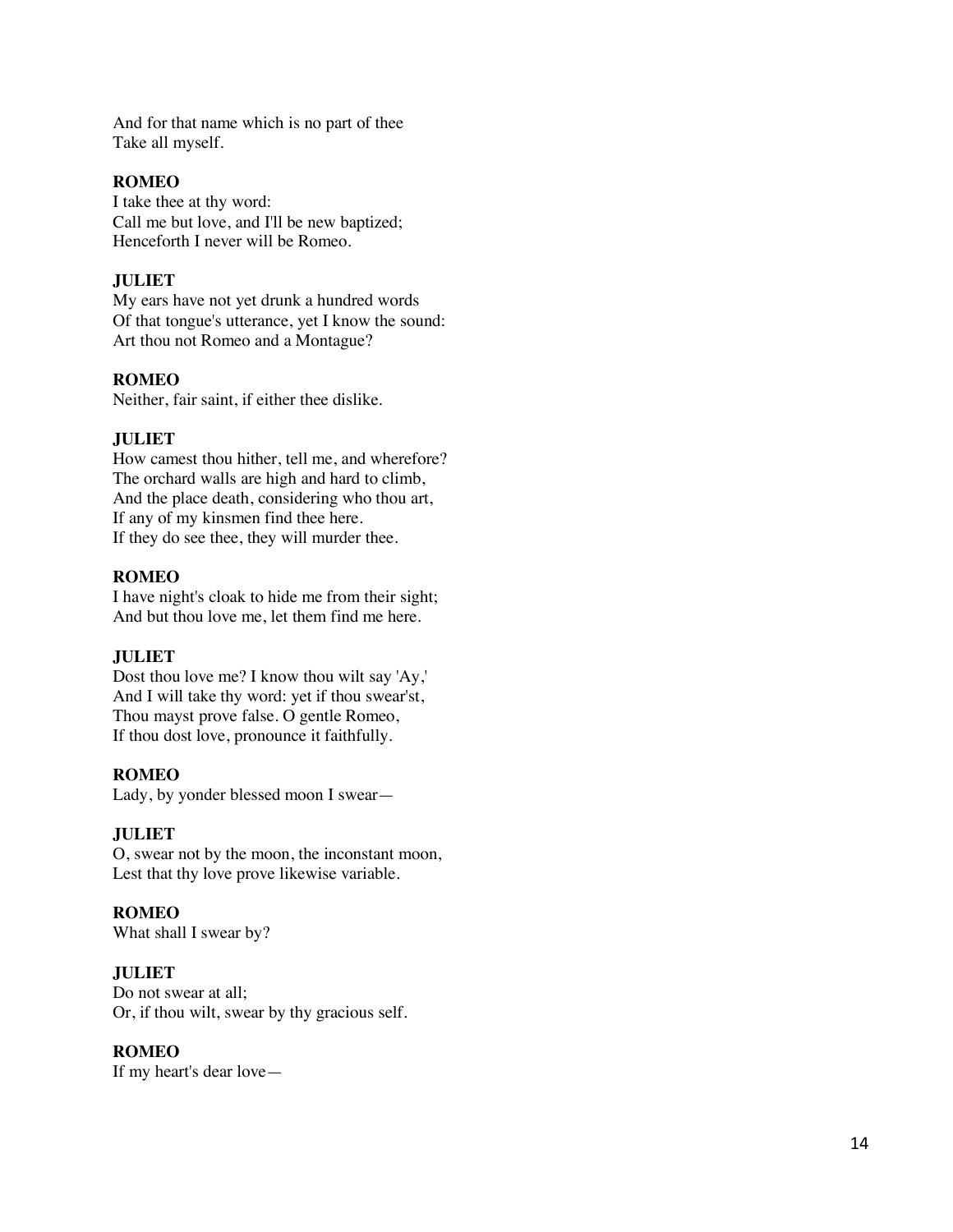And for that name which is no part of thee
Take all myself.

**ROMEO**
I take thee at thy word:
Call me but love, and I'll be new baptized;
Henceforth I never will be Romeo.

**JULIET**
My ears have not yet drunk a hundred words
Of that tongue's utterance, yet I know the sound:
Art thou not Romeo and a Montague?

**ROMEO**
Neither, fair saint, if either thee dislike.

**JULIET**
How camest thou hither, tell me, and wherefore?
The orchard walls are high and hard to climb,
And the place death, considering who thou art,
If any of my kinsmen find thee here.
If they do see thee, they will murder thee.

**ROMEO**
I have night's cloak to hide me from their sight;
And but thou love me, let them find me here.

**JULIET**
Dost thou love me? I know thou wilt say 'Ay,'
And I will take thy word: yet if thou swear'st,
Thou mayst prove false. O gentle Romeo,
If thou dost love, pronounce it faithfully.

**ROMEO**
Lady, by yonder blessed moon I swear—

**JULIET**
O, swear not by the moon, the inconstant moon,
Lest that thy love prove likewise variable.

**ROMEO**
What shall I swear by?

**JULIET**
Do not swear at all;
Or, if thou wilt, swear by thy gracious self.

**ROMEO**
If my heart's dear love—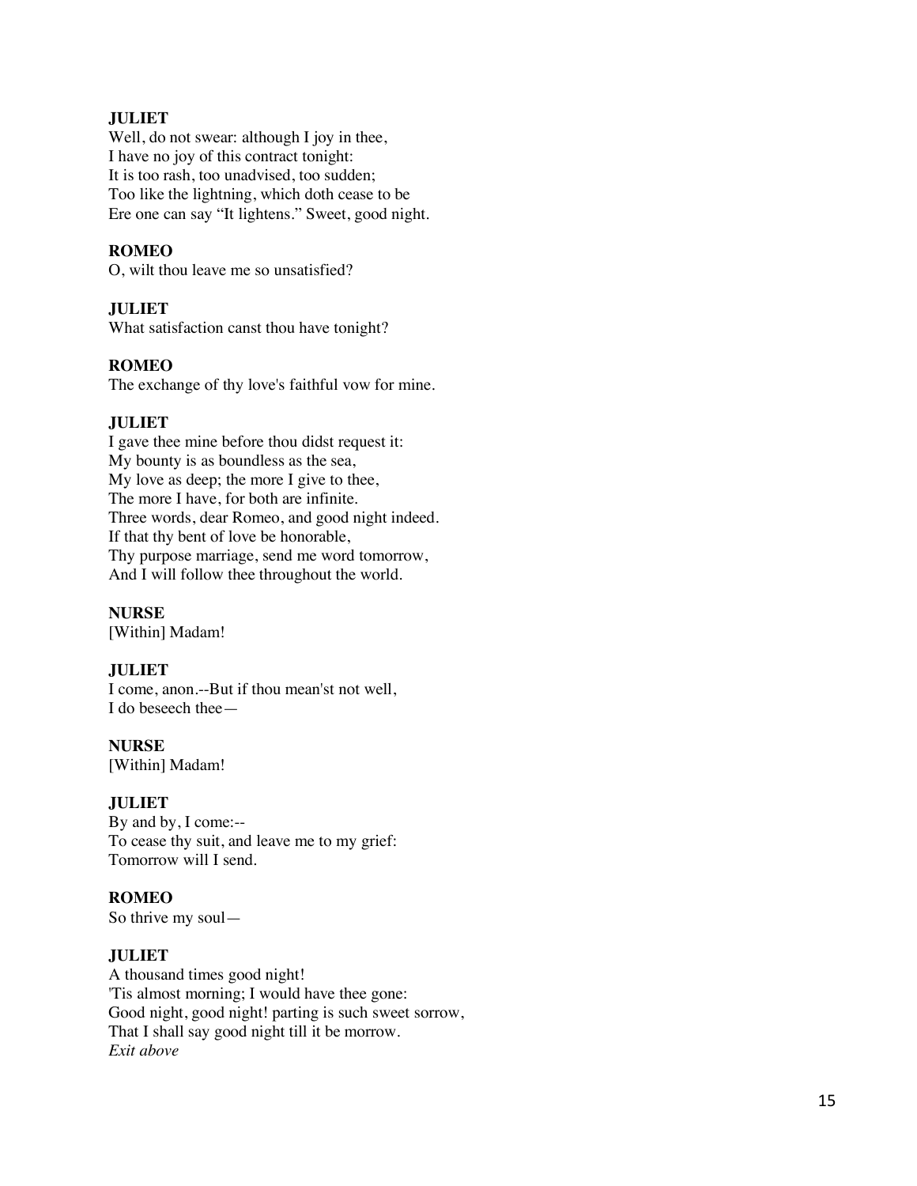**JULIET**
Well, do not swear: although I joy in thee,
I have no joy of this contract tonight:
It is too rash, too unadvised, too sudden;
Too like the lightning, which doth cease to be
Ere one can say "It lightens." Sweet, good night.

**ROMEO**
O, wilt thou leave me so unsatisfied?

**JULIET**
What satisfaction canst thou have tonight?

**ROMEO**
The exchange of thy love's faithful vow for mine.

**JULIET**
I gave thee mine before thou didst request it:
My bounty is as boundless as the sea,
My love as deep; the more I give to thee,
The more I have, for both are infinite.
Three words, dear Romeo, and good night indeed.
If that thy bent of love be honorable,
Thy purpose marriage, send me word tomorrow,
And I will follow thee throughout the world.

**NURSE**
[Within] Madam!

**JULIET**
I come, anon.--But if thou mean'st not well,
I do beseech thee—

**NURSE**
[Within] Madam!

**JULIET**
By and by, I come:--
To cease thy suit, and leave me to my grief:
Tomorrow will I send.

**ROMEO**
So thrive my soul—

**JULIET**
A thousand times good night!
'Tis almost morning; I would have thee gone:
Good night, good night! parting is such sweet sorrow,
That I shall say good night till it be morrow.
*Exit above*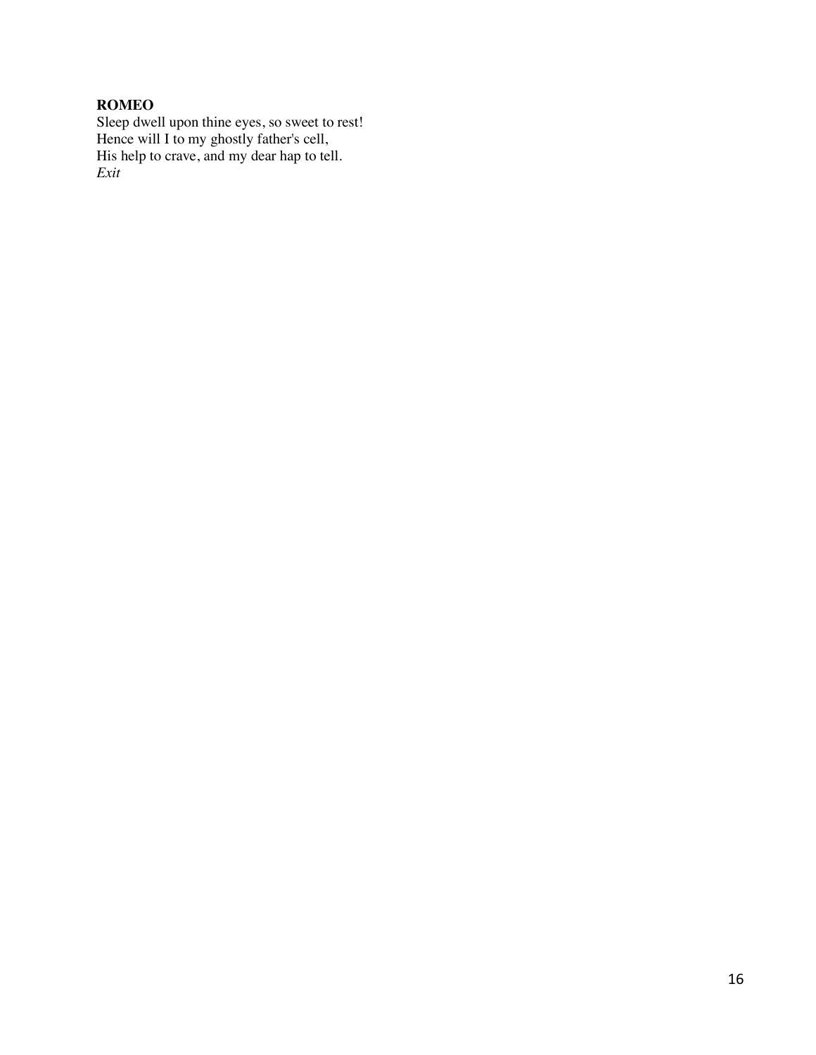**ROMEO**
Sleep dwell upon thine eyes, so sweet to rest!
Hence will I to my ghostly father's cell,
His help to crave, and my dear hap to tell.
*Exit*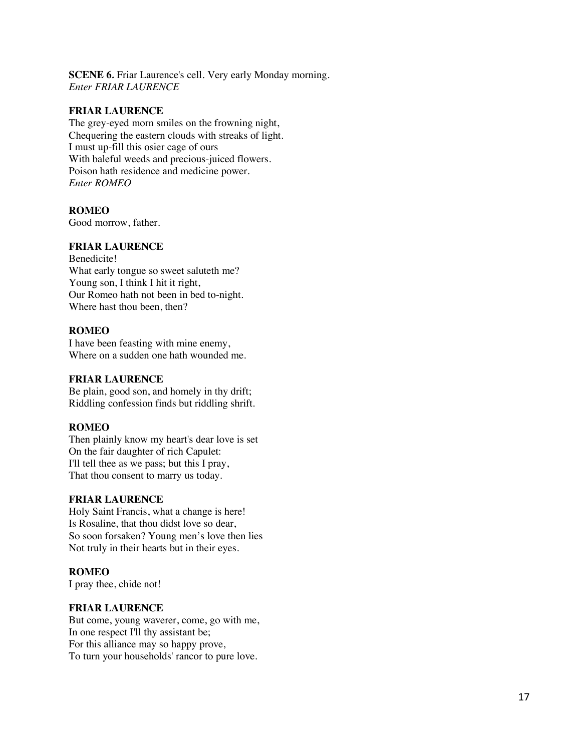**SCENE 6.** Friar Laurence's cell. Very early Monday morning.
*Enter FRIAR LAURENCE*

**FRIAR LAURENCE**
The grey-eyed morn smiles on the frowning night,
Chequering the eastern clouds with streaks of light.
I must up-fill this osier cage of ours
With baleful weeds and precious-juiced flowers.
Poison hath residence and medicine power.
*Enter ROMEO*

**ROMEO**
Good morrow, father.

**FRIAR LAURENCE**
Benedicite!
What early tongue so sweet saluteth me?
Young son, I think I hit it right,
Our Romeo hath not been in bed to-night.
Where hast thou been, then?

**ROMEO**
I have been feasting with mine enemy,
Where on a sudden one hath wounded me.

**FRIAR LAURENCE**
Be plain, good son, and homely in thy drift;
Riddling confession finds but riddling shrift.

**ROMEO**
Then plainly know my heart's dear love is set
On the fair daughter of rich Capulet:
I'll tell thee as we pass; but this I pray,
That thou consent to marry us today.

**FRIAR LAURENCE**
Holy Saint Francis, what a change is here!
Is Rosaline, that thou didst love so dear,
So soon forsaken? Young men's love then lies
Not truly in their hearts but in their eyes.

**ROMEO**
I pray thee, chide not!

**FRIAR LAURENCE**
But come, young waverer, come, go with me,
In one respect I'll thy assistant be;
For this alliance may so happy prove,
To turn your households' rancor to pure love.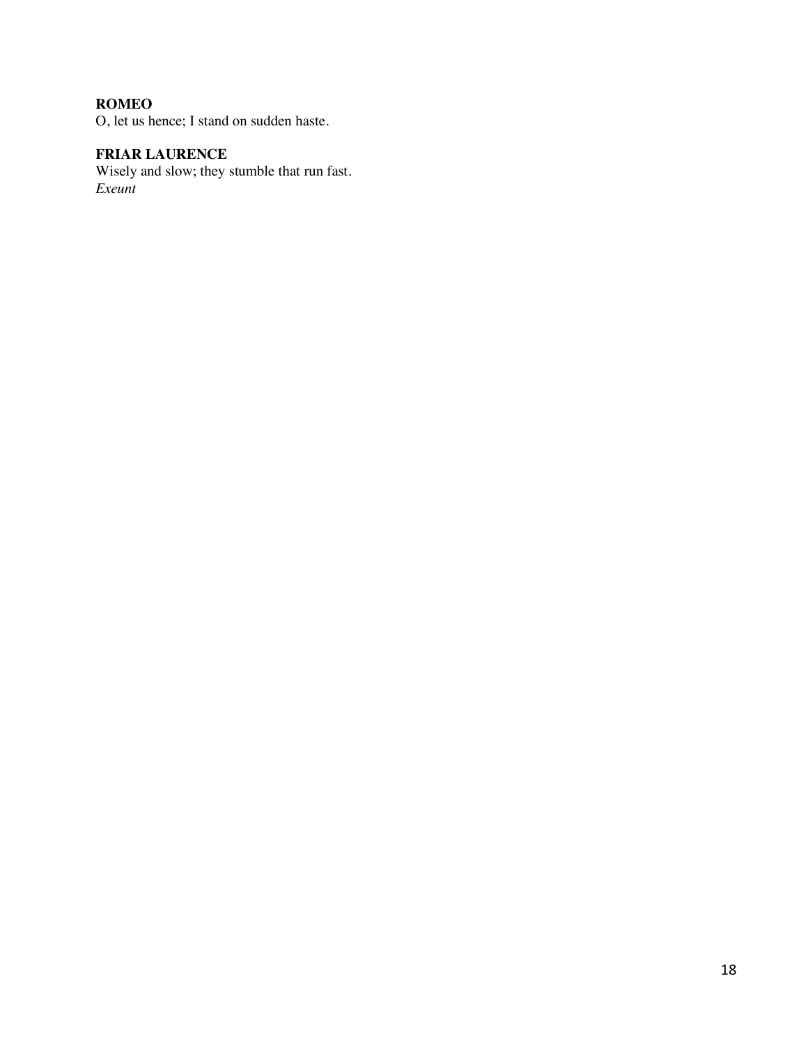**ROMEO**
O, let us hence; I stand on sudden haste.

**FRIAR LAURENCE**
Wisely and slow; they stumble that run fast.
*Exeunt*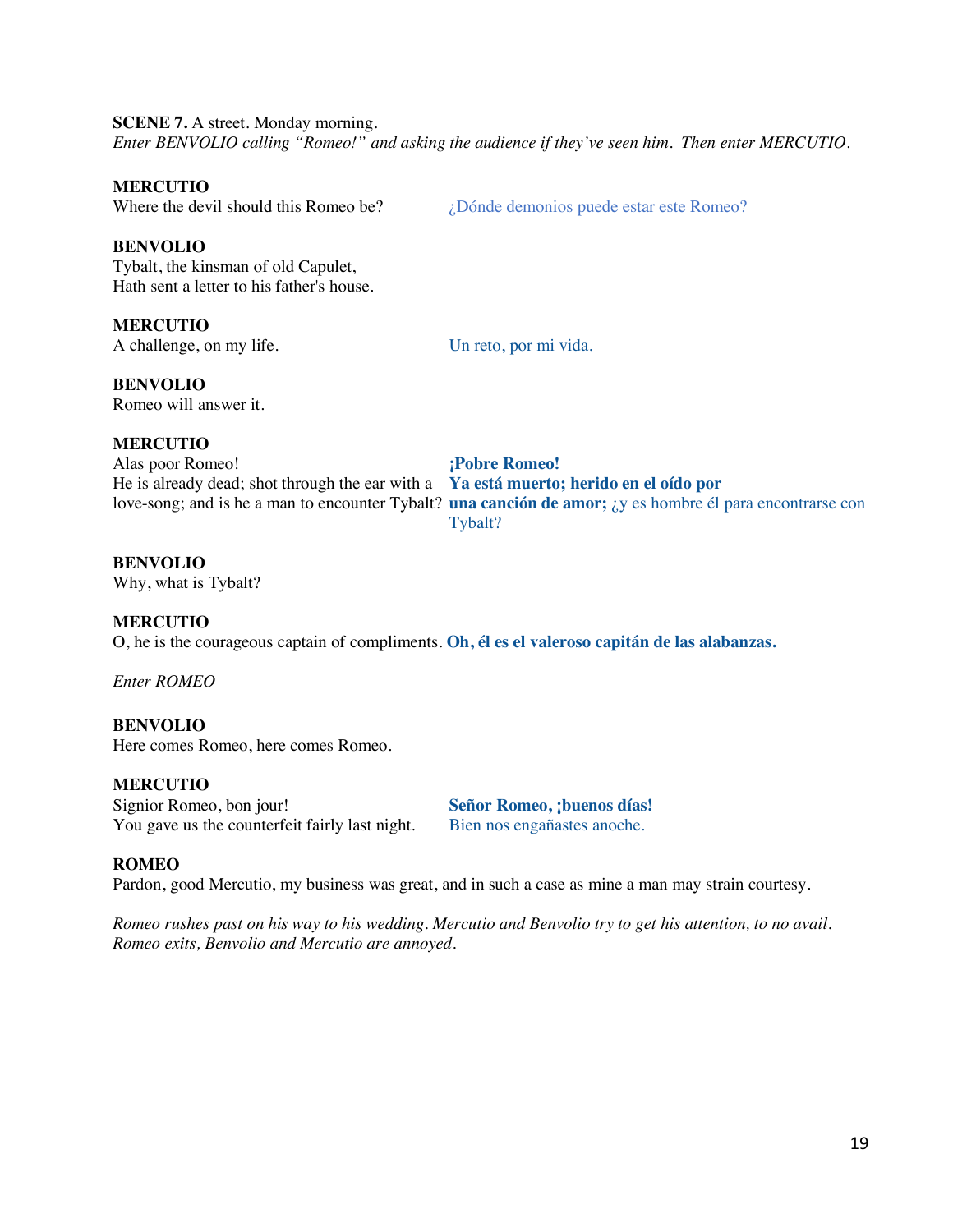**SCENE 7.** A street. Monday morning.
*Enter BENVOLIO calling "Romeo!" and asking the audience if they've seen him. Then enter MERCUTIO.*

**MERCUTIO**
Where the devil should this Romeo be? — ¿Dónde demonios puede estar este Romeo?

**BENVOLIO**
Tybalt, the kinsman of old Capulet,
Hath sent a letter to his father's house.

**MERCUTIO**
A challenge, on my life. — Un reto, por mi vida.

**BENVOLIO**
Romeo will answer it.

**MERCUTIO**
Alas poor Romeo!
He is already dead; shot through the ear with a love-song; and is he a man to encounter Tybalt?

**¡Pobre Romeo!**
**Ya está muerto; herido en el oído por una canción de amor;** ¿y es hombre él para encontrarse con Tybalt?

**BENVOLIO**
Why, what is Tybalt?

**MERCUTIO**
O, he is the courageous captain of compliments. — **Oh, él es el valeroso capitán de las alabanzas.**

*Enter ROMEO*

**BENVOLIO**
Here comes Romeo, here comes Romeo.

**MERCUTIO**
Signior Romeo, bon jour!
You gave us the counterfeit fairly last night.

**Señor Romeo, ¡buenos días!**
Bien nos engañastes anoche.

**ROMEO**
Pardon, good Mercutio, my business was great, and in such a case as mine a man may strain courtesy.

*Romeo rushes past on his way to his wedding. Mercutio and Benvolio try to get his attention, to no avail. Romeo exits, Benvolio and Mercutio are annoyed.*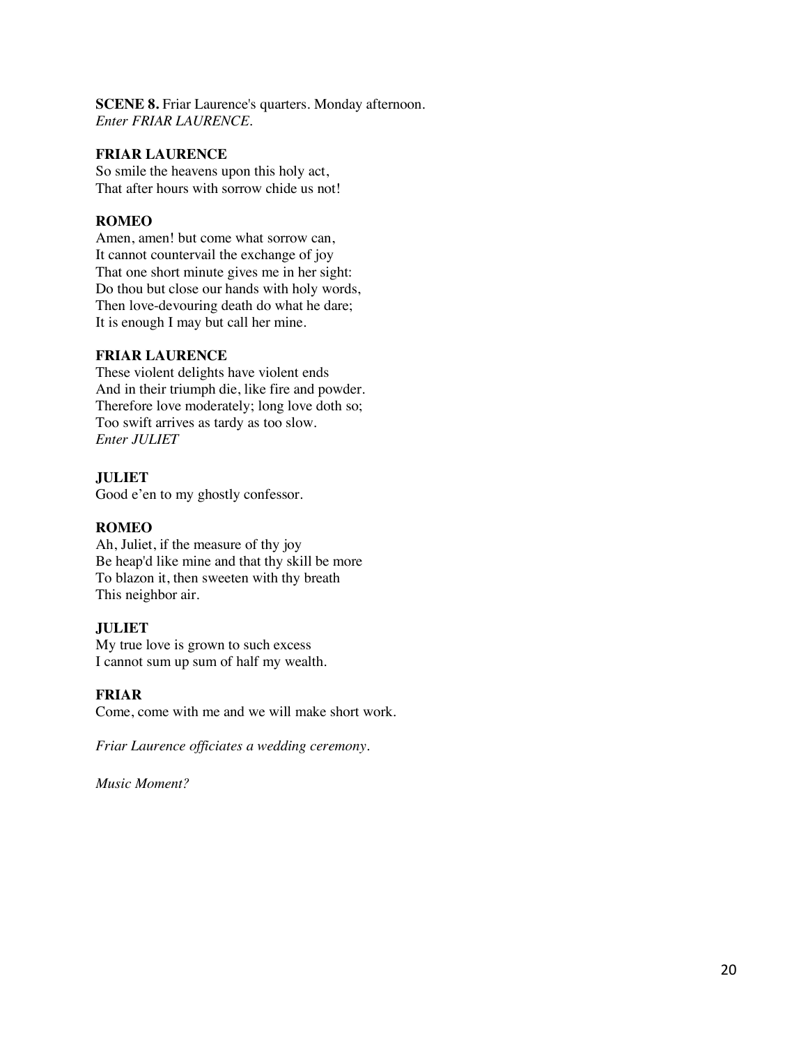**SCENE 8.** Friar Laurence's quarters. Monday afternoon.
*Enter FRIAR LAURENCE.*

**FRIAR LAURENCE**
So smile the heavens upon this holy act,
That after hours with sorrow chide us not!

**ROMEO**
Amen, amen! but come what sorrow can,
It cannot countervail the exchange of joy
That one short minute gives me in her sight:
Do thou but close our hands with holy words,
Then love-devouring death do what he dare;
It is enough I may but call her mine.

**FRIAR LAURENCE**
These violent delights have violent ends
And in their triumph die, like fire and powder.
Therefore love moderately; long love doth so;
Too swift arrives as tardy as too slow.
*Enter JULIET*

**JULIET**
Good e'en to my ghostly confessor.

**ROMEO**
Ah, Juliet, if the measure of thy joy
Be heap'd like mine and that thy skill be more
To blazon it, then sweeten with thy breath
This neighbor air.

**JULIET**
My true love is grown to such excess
I cannot sum up sum of half my wealth.

**FRIAR**
Come, come with me and we will make short work.

*Friar Laurence officiates a wedding ceremony.*

*Music Moment?*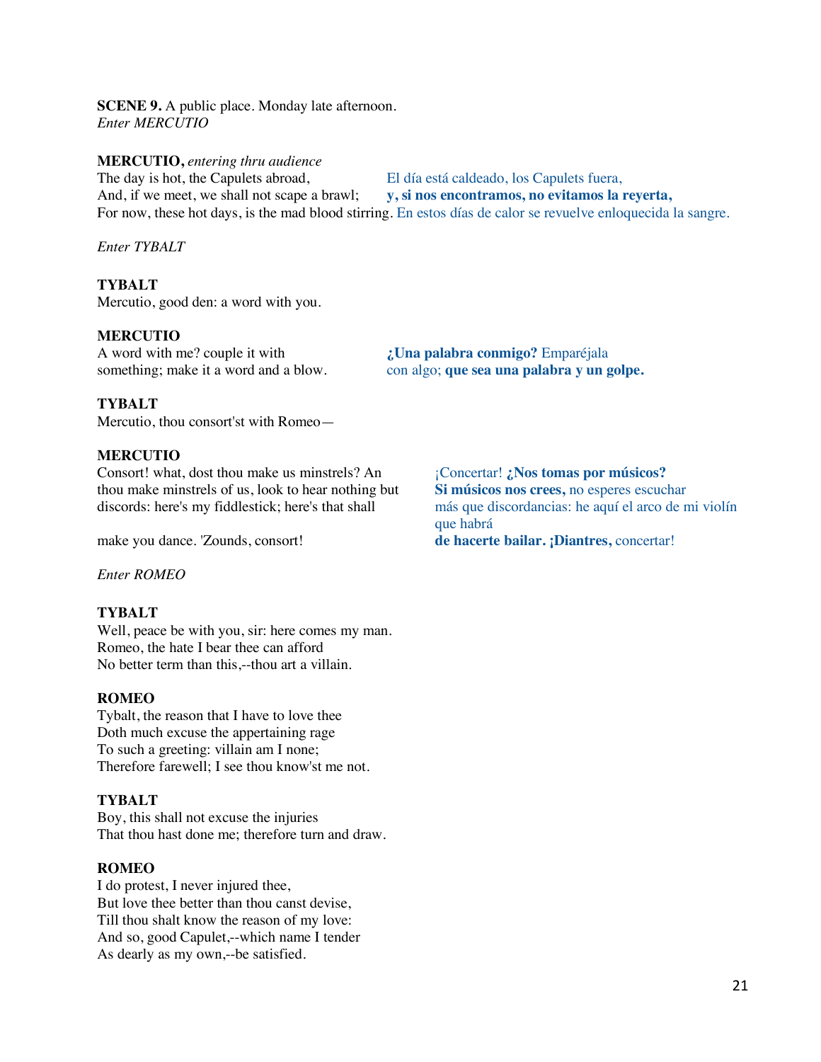**SCENE 9.** A public place. Monday late afternoon.
*Enter MERCUTIO*

**MERCUTIO,** *entering thru audience*
The day is hot, the Capulets abroad,
And, if we meet, we shall not scape a brawl;
For now, these hot days, is the mad blood stirring.

El día está caldeado, los Capulets fuera,
**y, si nos encontramos, no evitamos la reyerta,**
En estos días de calor se revuelve enloquecida la sangre.

*Enter TYBALT*

**TYBALT**
Mercutio, good den: a word with you.

**MERCUTIO**
A word with me? couple it with
something; make it a word and a blow.

**¿Una palabra conmigo?** Emparéjala
con algo; **que sea una palabra y un golpe.**

**TYBALT**
Mercutio, thou consort'st with Romeo—

**MERCUTIO**
Consort! what, dost thou make us minstrels? An
thou make minstrels of us, look to hear nothing but
discords: here's my fiddlestick; here's that shall
make you dance. 'Zounds, consort!

¡Concertar! **¿Nos tomas por músicos?**
**Si músicos nos crees,** no esperes escuchar
más que discordancias: he aquí el arco de mi violín
que habrá
**de hacerte bailar. ¡Diantres,** concertar!

*Enter ROMEO*

**TYBALT**
Well, peace be with you, sir: here comes my man.
Romeo, the hate I bear thee can afford
No better term than this,--thou art a villain.

**ROMEO**
Tybalt, the reason that I have to love thee
Doth much excuse the appertaining rage
To such a greeting: villain am I none;
Therefore farewell; I see thou know'st me not.

**TYBALT**
Boy, this shall not excuse the injuries
That thou hast done me; therefore turn and draw.

**ROMEO**
I do protest, I never injured thee,
But love thee better than thou canst devise,
Till thou shalt know the reason of my love:
And so, good Capulet,--which name I tender
As dearly as my own,--be satisfied.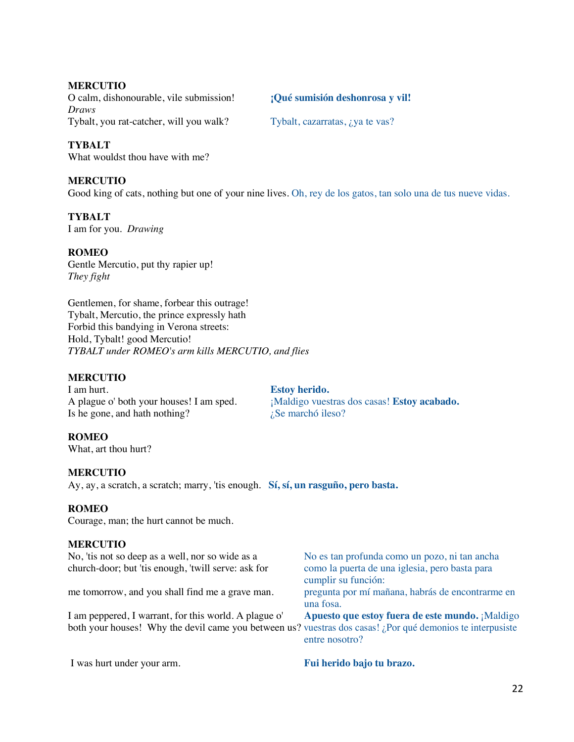**MERCUTIO**
O calm, dishonourable, vile submission! **¡Qué sumisión deshonrosa y vil!**
*Draws*
Tybalt, you rat-catcher, will you walk? Tybalt, cazarratas, ¿ya te vas?

**TYBALT**
What wouldst thou have with me?

**MERCUTIO**
Good king of cats, nothing but one of your nine lives. Oh, rey de los gatos, tan solo una de tus nueve vidas.

**TYBALT**
I am for you. *Drawing*

**ROMEO**
Gentle Mercutio, put thy rapier up!
*They fight*

Gentlemen, for shame, forbear this outrage!
Tybalt, Mercutio, the prince expressly hath
Forbid this bandying in Verona streets:
Hold, Tybalt! good Mercutio!
*TYBALT under ROMEO's arm kills MERCUTIO, and flies*

**MERCUTIO**
I am hurt. **Estoy herido.**
A plague o' both your houses! I am sped. ¡Maldigo vuestras dos casas! **Estoy acabado.**
Is he gone, and hath nothing? ¿Se marchó ileso?

**ROMEO**
What, art thou hurt?

**MERCUTIO**
Ay, ay, a scratch, a scratch; marry, 'tis enough. **Sí, sí, un rasguño, pero basta.**

**ROMEO**
Courage, man; the hurt cannot be much.

**MERCUTIO**
No, 'tis not so deep as a well, nor so wide as a church-door; but 'tis enough, 'twill serve: ask for me tomorrow, and you shall find me a grave man. No es tan profunda como un pozo, ni tan ancha como la puerta de una iglesia, pero basta para cumplir su función: pregunta por mí mañana, habrás de encontrarme en una fosa.

I am peppered, I warrant, for this world. A plague o' both your houses! Why the devil came you between us? **Apuesto que estoy fuera de este mundo.** ¡Maldigo vuestras dos casas! ¿Por qué demonios te interpusiste entre nosotro?

I was hurt under your arm. **Fui herido bajo tu brazo.**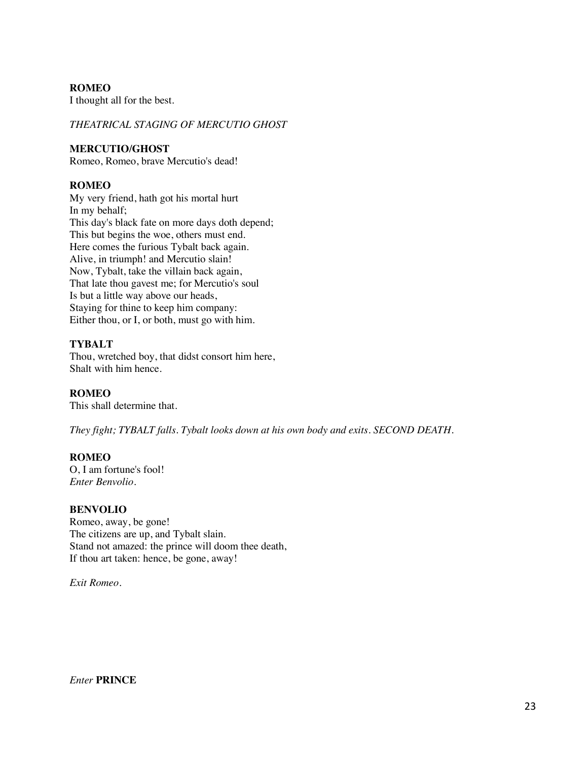**ROMEO**
I thought all for the best.

*THEATRICAL STAGING OF MERCUTIO GHOST*

**MERCUTIO/GHOST**
Romeo, Romeo, brave Mercutio's dead!

**ROMEO**
My very friend, hath got his mortal hurt
In my behalf;
This day's black fate on more days doth depend;
This but begins the woe, others must end.
Here comes the furious Tybalt back again.
Alive, in triumph! and Mercutio slain!
Now, Tybalt, take the villain back again,
That late thou gavest me; for Mercutio's soul
Is but a little way above our heads,
Staying for thine to keep him company:
Either thou, or I, or both, must go with him.

**TYBALT**
Thou, wretched boy, that didst consort him here,
Shalt with him hence.

**ROMEO**
This shall determine that.

*They fight; TYBALT falls. Tybalt looks down at his own body and exits. SECOND DEATH.*

**ROMEO**
O, I am fortune's fool!
*Enter Benvolio.*

**BENVOLIO**
Romeo, away, be gone!
The citizens are up, and Tybalt slain.
Stand not amazed: the prince will doom thee death,
If thou art taken: hence, be gone, away!

*Exit Romeo.*

*Enter* **PRINCE**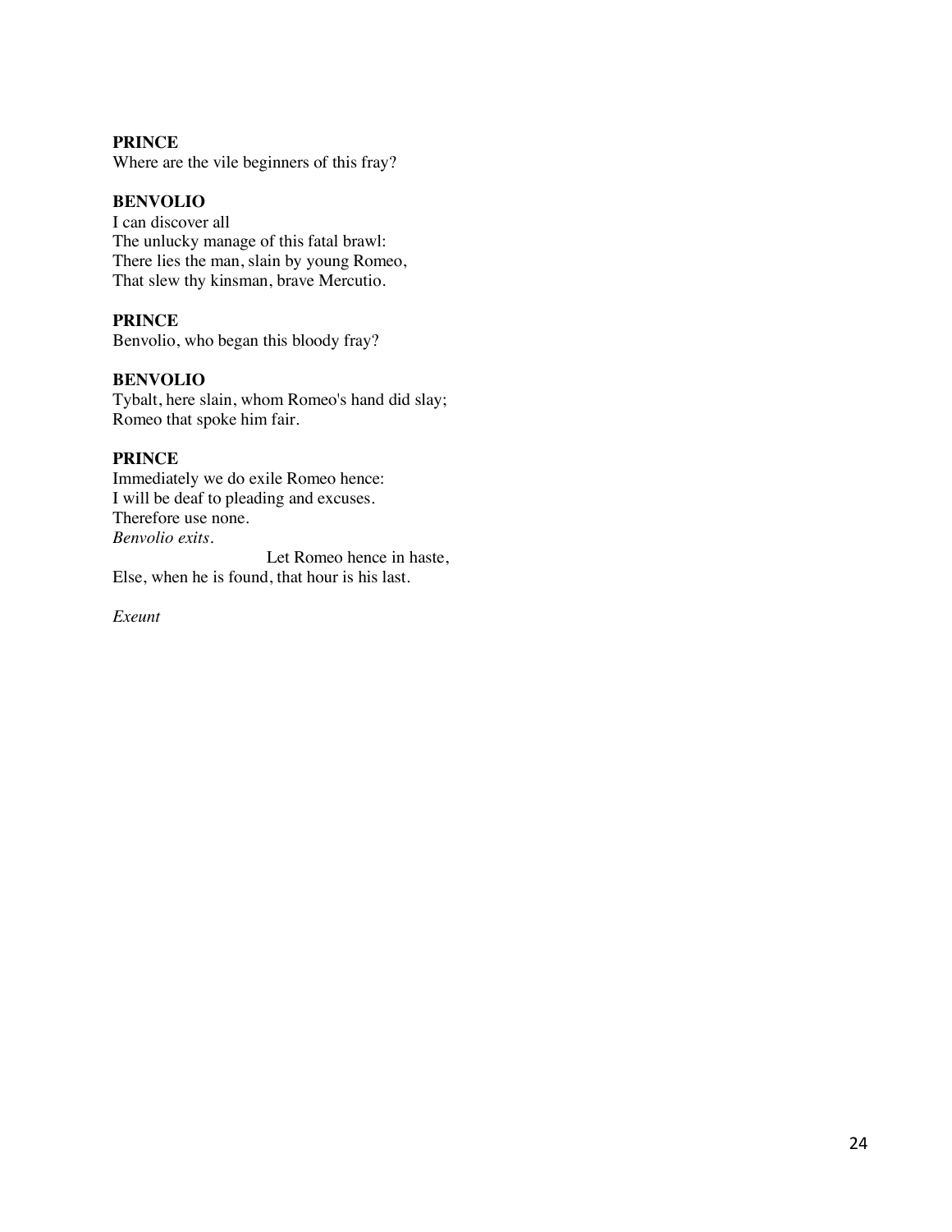**PRINCE**
Where are the vile beginners of this fray?

**BENVOLIO**
I can discover all
The unlucky manage of this fatal brawl:
There lies the man, slain by young Romeo,
That slew thy kinsman, brave Mercutio.

**PRINCE**
Benvolio, who began this bloody fray?

**BENVOLIO**
Tybalt, here slain, whom Romeo's hand did slay;
Romeo that spoke him fair.

**PRINCE**
Immediately we do exile Romeo hence:
I will be deaf to pleading and excuses.
Therefore use none.
*Benvolio exits.*
Let Romeo hence in haste,
Else, when he is found, that hour is his last.

*Exeunt*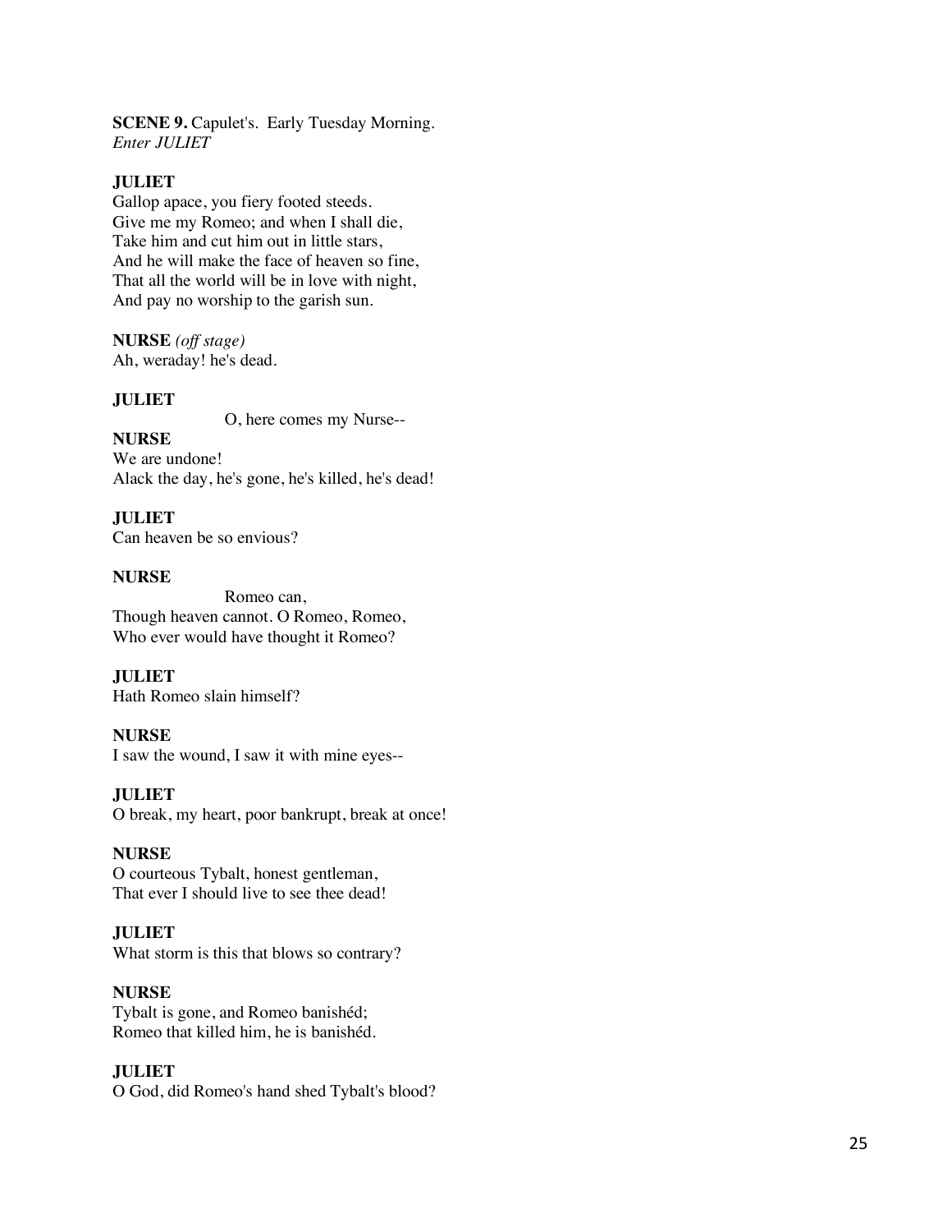**SCENE 9.** Capulet's. Early Tuesday Morning.
*Enter JULIET*

**JULIET**
Gallop apace, you fiery footed steeds.
Give me my Romeo; and when I shall die,
Take him and cut him out in little stars,
And he will make the face of heaven so fine,
That all the world will be in love with night,
And pay no worship to the garish sun.

**NURSE** *(off stage)*
Ah, weraday! he's dead.

**JULIET**
O, here comes my Nurse--

**NURSE**
We are undone!
Alack the day, he's gone, he's killed, he's dead!

**JULIET**
Can heaven be so envious?

**NURSE**
Romeo can,
Though heaven cannot. O Romeo, Romeo,
Who ever would have thought it Romeo?

**JULIET**
Hath Romeo slain himself?

**NURSE**
I saw the wound, I saw it with mine eyes--

**JULIET**
O break, my heart, poor bankrupt, break at once!

**NURSE**
O courteous Tybalt, honest gentleman,
That ever I should live to see thee dead!

**JULIET**
What storm is this that blows so contrary?

**NURSE**
Tybalt is gone, and Romeo banishéd;
Romeo that killed him, he is banishéd.

**JULIET**
O God, did Romeo's hand shed Tybalt's blood?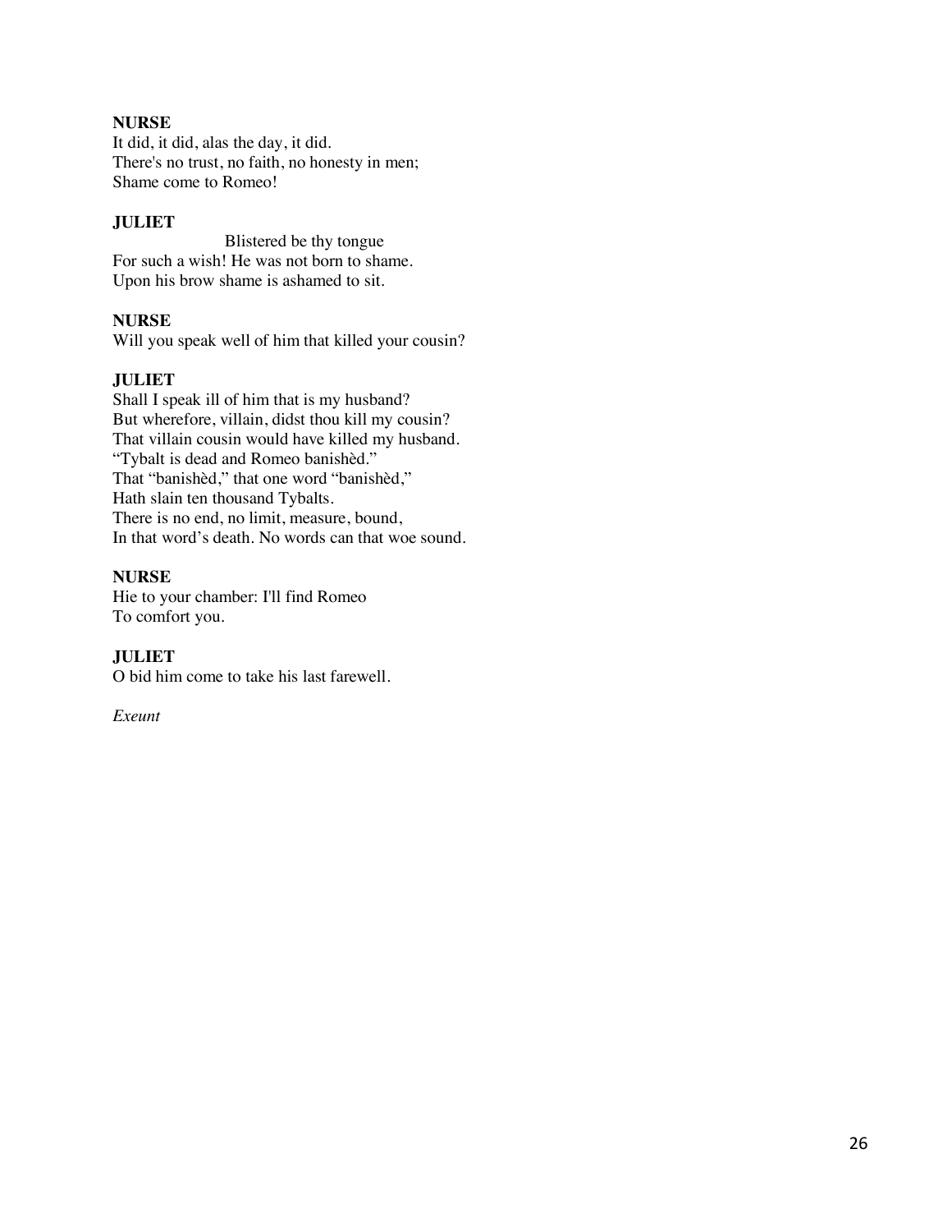**NURSE**
It did, it did, alas the day, it did.
There's no trust, no faith, no honesty in men;
Shame come to Romeo!

**JULIET**
Blistered be thy tongue
For such a wish! He was not born to shame.
Upon his brow shame is ashamed to sit.

**NURSE**
Will you speak well of him that killed your cousin?

**JULIET**
Shall I speak ill of him that is my husband?
But wherefore, villain, didst thou kill my cousin?
That villain cousin would have killed my husband.
"Tybalt is dead and Romeo banishèd."
That "banishèd," that one word "banishèd,"
Hath slain ten thousand Tybalts.
There is no end, no limit, measure, bound,
In that word's death. No words can that woe sound.

**NURSE**
Hie to your chamber: I'll find Romeo
To comfort you.

**JULIET**
O bid him come to take his last farewell.

*Exeunt*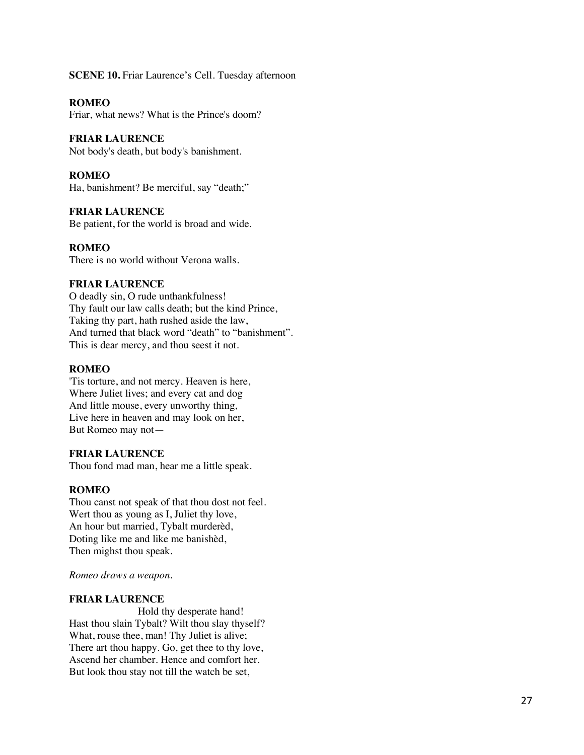**SCENE 10.** Friar Laurence's Cell. Tuesday afternoon

**ROMEO**
Friar, what news? What is the Prince's doom?

**FRIAR LAURENCE**
Not body's death, but body's banishment.

**ROMEO**
Ha, banishment? Be merciful, say "death;"

**FRIAR LAURENCE**
Be patient, for the world is broad and wide.

**ROMEO**
There is no world without Verona walls.

**FRIAR LAURENCE**
O deadly sin, O rude unthankfulness!
Thy fault our law calls death; but the kind Prince,
Taking thy part, hath rushed aside the law,
And turned that black word "death" to "banishment".
This is dear mercy, and thou seest it not.

**ROMEO**
'Tis torture, and not mercy. Heaven is here,
Where Juliet lives; and every cat and dog
And little mouse, every unworthy thing,
Live here in heaven and may look on her,
But Romeo may not—

**FRIAR LAURENCE**
Thou fond mad man, hear me a little speak.

**ROMEO**
Thou canst not speak of that thou dost not feel.
Wert thou as young as I, Juliet thy love,
An hour but married, Tybalt murderèd,
Doting like me and like me banishèd,
Then mightst thou speak.

*Romeo draws a weapon.*

**FRIAR LAURENCE**
Hold thy desperate hand!
Hast thou slain Tybalt? Wilt thou slay thyself?
What, rouse thee, man! Thy Juliet is alive;
There art thou happy. Go, get thee to thy love,
Ascend her chamber. Hence and comfort her.
But look thou stay not till the watch be set,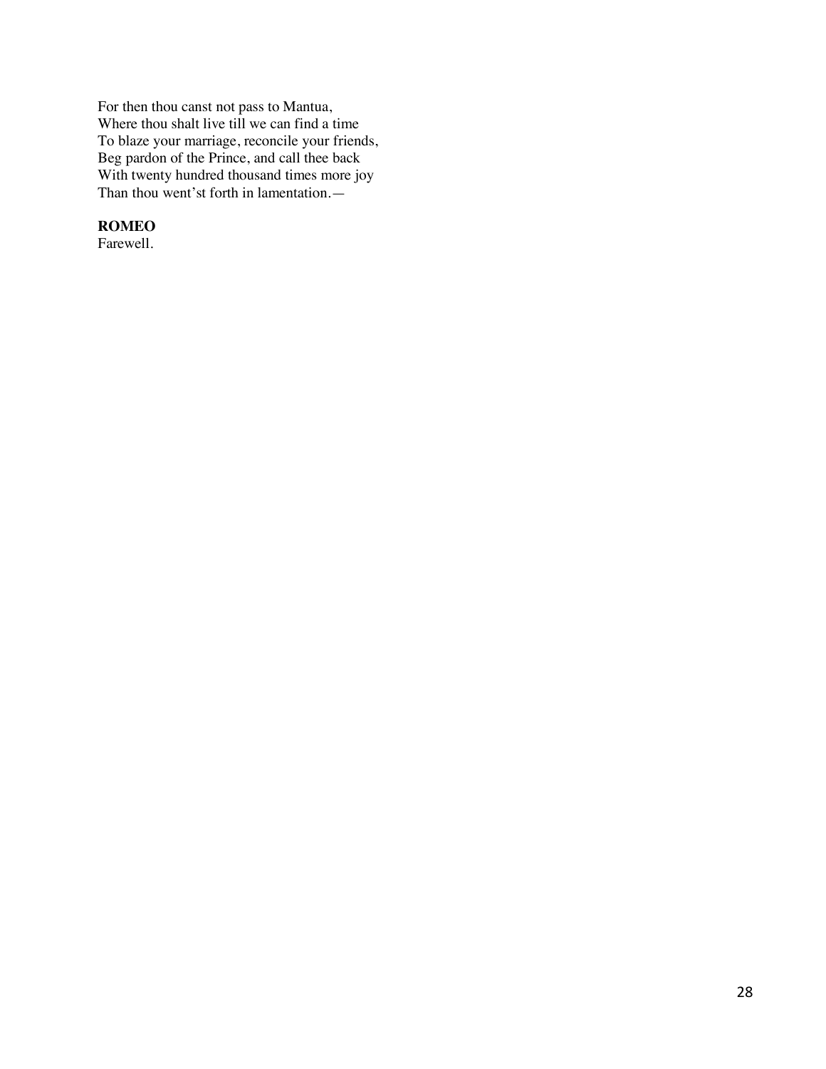For then thou canst not pass to Mantua,
Where thou shalt live till we can find a time
To blaze your marriage, reconcile your friends,
Beg pardon of the Prince, and call thee back
With twenty hundred thousand times more joy
Than thou went'st forth in lamentation.—

**ROMEO**
Farewell.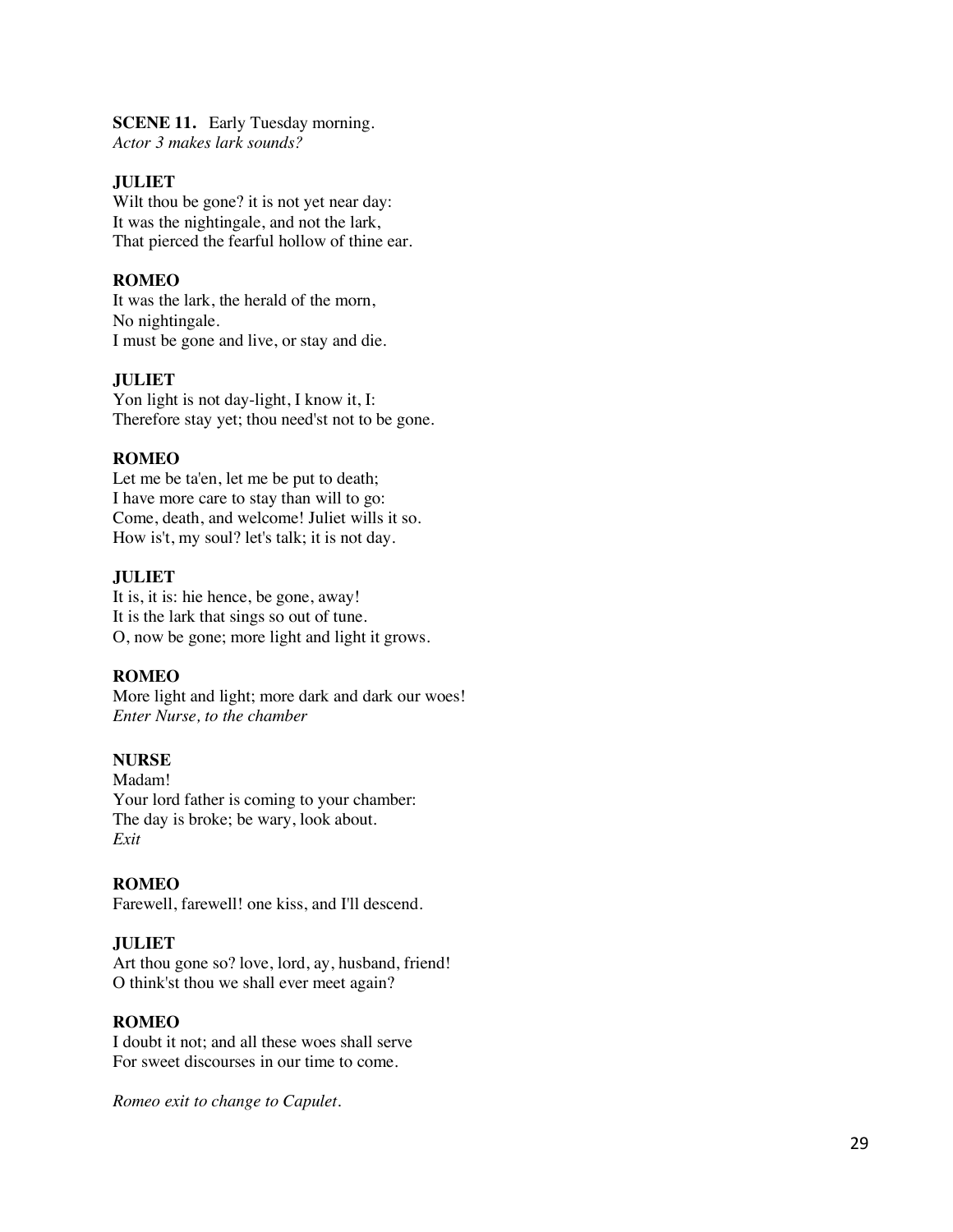**SCENE 11.** Early Tuesday morning.
*Actor 3 makes lark sounds?*

**JULIET**
Wilt thou be gone? it is not yet near day:
It was the nightingale, and not the lark,
That pierced the fearful hollow of thine ear.

**ROMEO**
It was the lark, the herald of the morn,
No nightingale.
I must be gone and live, or stay and die.

**JULIET**
Yon light is not day-light, I know it, I:
Therefore stay yet; thou need'st not to be gone.

**ROMEO**
Let me be ta'en, let me be put to death;
I have more care to stay than will to go:
Come, death, and welcome! Juliet wills it so.
How is't, my soul? let's talk; it is not day.

**JULIET**
It is, it is: hie hence, be gone, away!
It is the lark that sings so out of tune.
O, now be gone; more light and light it grows.

**ROMEO**
More light and light; more dark and dark our woes!
*Enter Nurse, to the chamber*

**NURSE**
Madam!
Your lord father is coming to your chamber:
The day is broke; be wary, look about.
*Exit*

**ROMEO**
Farewell, farewell! one kiss, and I'll descend.

**JULIET**
Art thou gone so? love, lord, ay, husband, friend!
O think'st thou we shall ever meet again?

**ROMEO**
I doubt it not; and all these woes shall serve
For sweet discourses in our time to come.

*Romeo exit to change to Capulet.*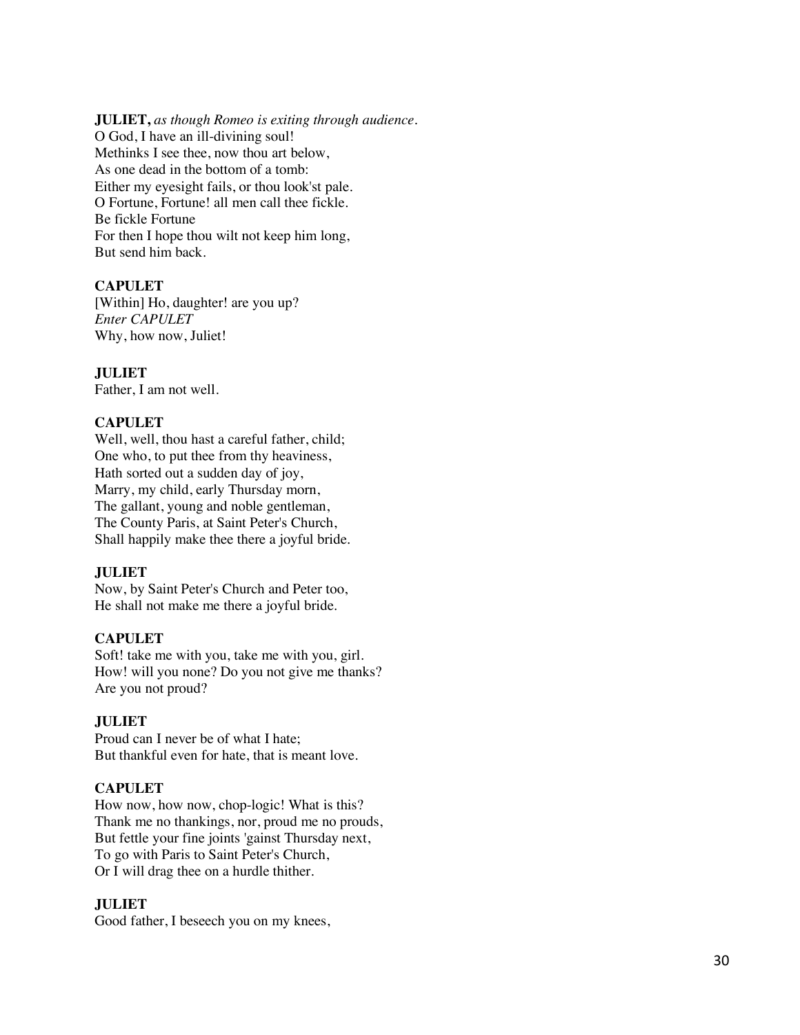**JULIET,** *as though Romeo is exiting through audience.*
O God, I have an ill-divining soul!
Methinks I see thee, now thou art below,
As one dead in the bottom of a tomb:
Either my eyesight fails, or thou look'st pale.
O Fortune, Fortune! all men call thee fickle.
Be fickle Fortune
For then I hope thou wilt not keep him long,
But send him back.

**CAPULET**
[Within] Ho, daughter! are you up?
*Enter CAPULET*
Why, how now, Juliet!

**JULIET**
Father, I am not well.

**CAPULET**
Well, well, thou hast a careful father, child;
One who, to put thee from thy heaviness,
Hath sorted out a sudden day of joy,
Marry, my child, early Thursday morn,
The gallant, young and noble gentleman,
The County Paris, at Saint Peter's Church,
Shall happily make thee there a joyful bride.

**JULIET**
Now, by Saint Peter's Church and Peter too,
He shall not make me there a joyful bride.

**CAPULET**
Soft! take me with you, take me with you, girl.
How! will you none? Do you not give me thanks?
Are you not proud?

**JULIET**
Proud can I never be of what I hate;
But thankful even for hate, that is meant love.

**CAPULET**
How now, how now, chop-logic! What is this?
Thank me no thankings, nor, proud me no prouds,
But fettle your fine joints 'gainst Thursday next,
To go with Paris to Saint Peter's Church,
Or I will drag thee on a hurdle thither.

**JULIET**
Good father, I beseech you on my knees,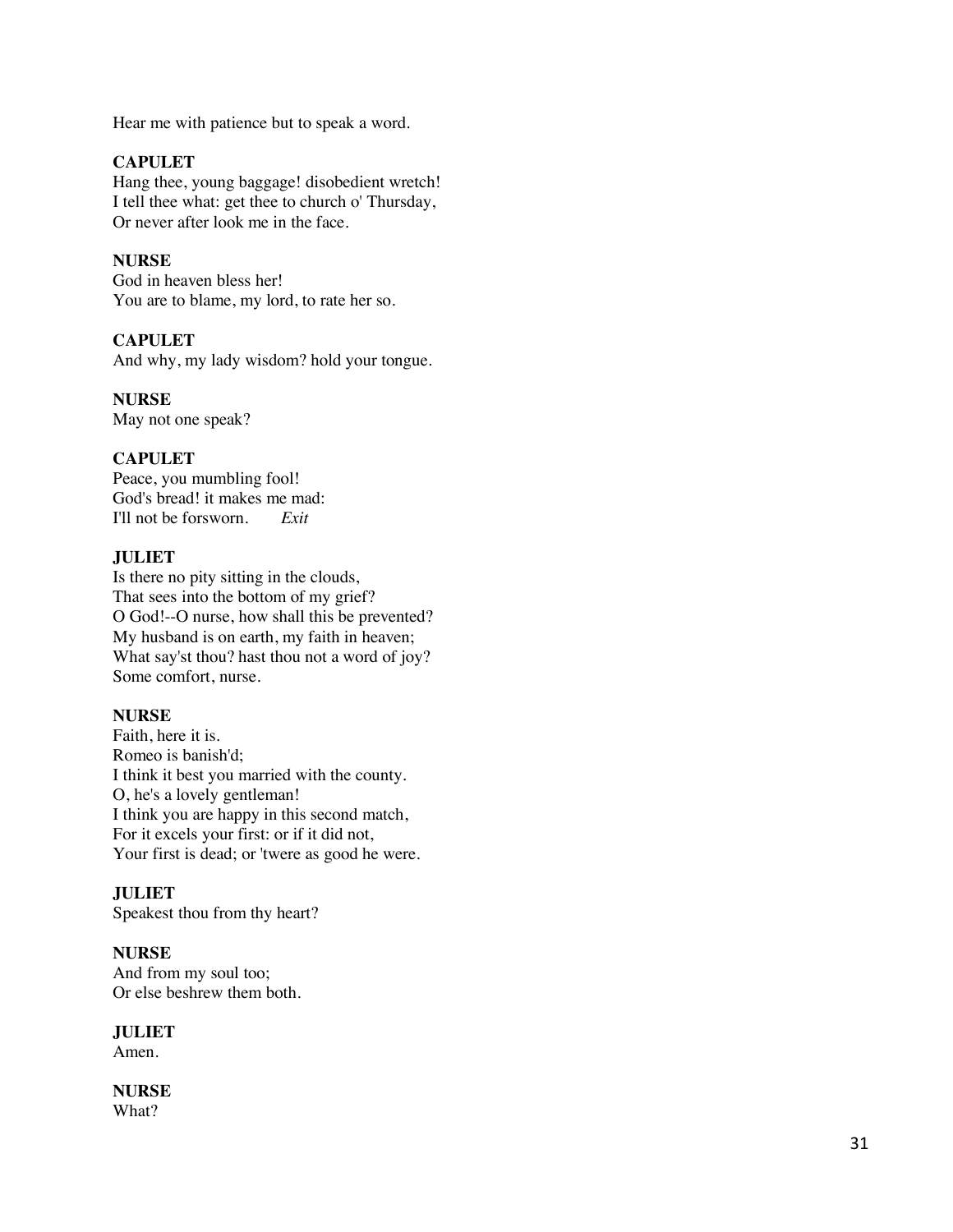Hear me with patience but to speak a word.

**CAPULET**
Hang thee, young baggage! disobedient wretch!
I tell thee what: get thee to church o' Thursday,
Or never after look me in the face.

**NURSE**
God in heaven bless her!
You are to blame, my lord, to rate her so.

**CAPULET**
And why, my lady wisdom? hold your tongue.

**NURSE**
May not one speak?

**CAPULET**
Peace, you mumbling fool!
God's bread! it makes me mad:
I'll not be forsworn. *Exit*

**JULIET**
Is there no pity sitting in the clouds,
That sees into the bottom of my grief?
O God!--O nurse, how shall this be prevented?
My husband is on earth, my faith in heaven;
What say'st thou? hast thou not a word of joy?
Some comfort, nurse.

**NURSE**
Faith, here it is.
Romeo is banish'd;
I think it best you married with the county.
O, he's a lovely gentleman!
I think you are happy in this second match,
For it excels your first: or if it did not,
Your first is dead; or 'twere as good he were.

**JULIET**
Speakest thou from thy heart?

**NURSE**
And from my soul too;
Or else beshrew them both.

**JULIET**
Amen.

**NURSE**
What?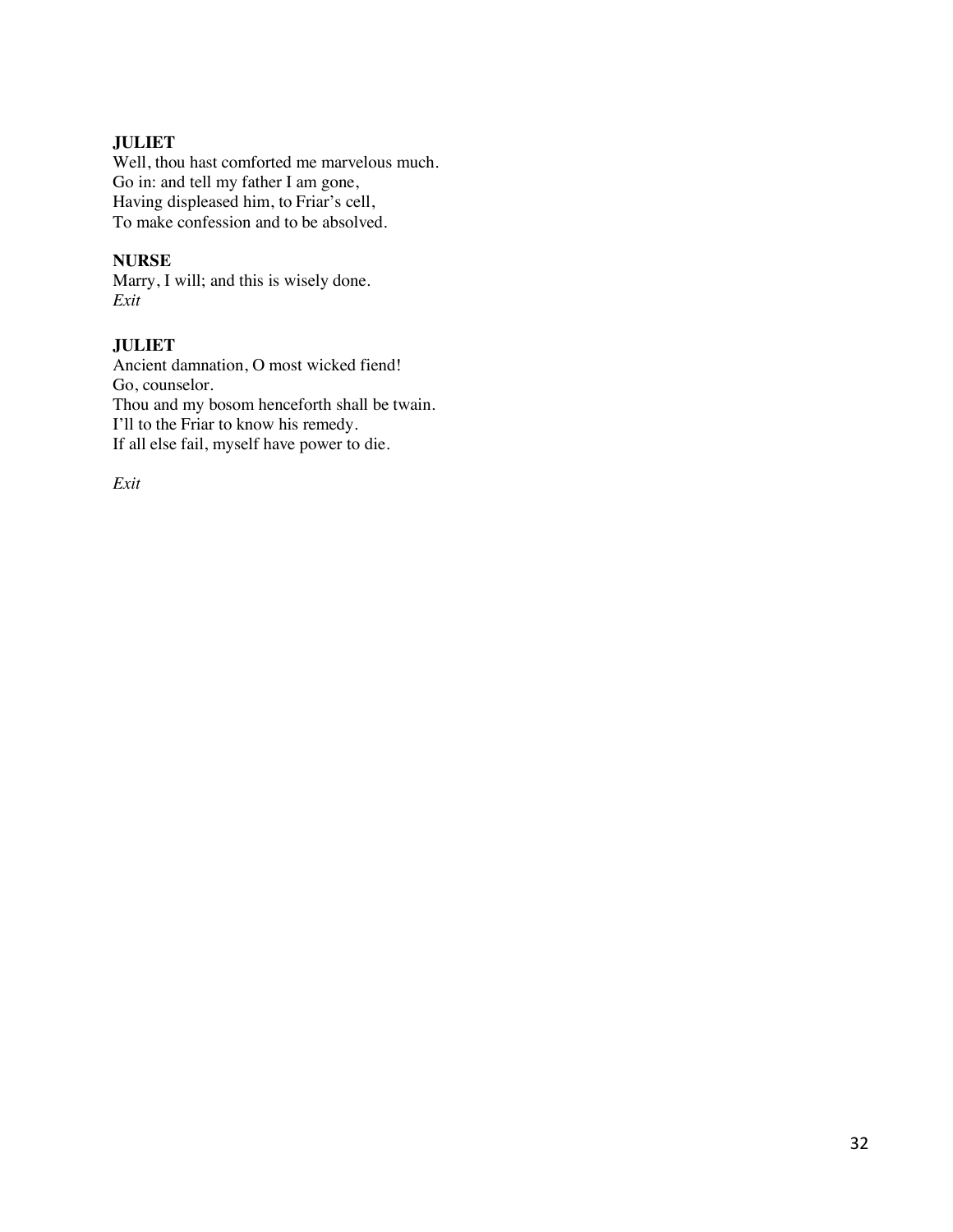**JULIET**
Well, thou hast comforted me marvelous much.
Go in: and tell my father I am gone,
Having displeased him, to Friar's cell,
To make confession and to be absolved.

**NURSE**
Marry, I will; and this is wisely done.
*Exit*

**JULIET**
Ancient damnation, O most wicked fiend!
Go, counselor.
Thou and my bosom henceforth shall be twain.
I'll to the Friar to know his remedy.
If all else fail, myself have power to die.

*Exit*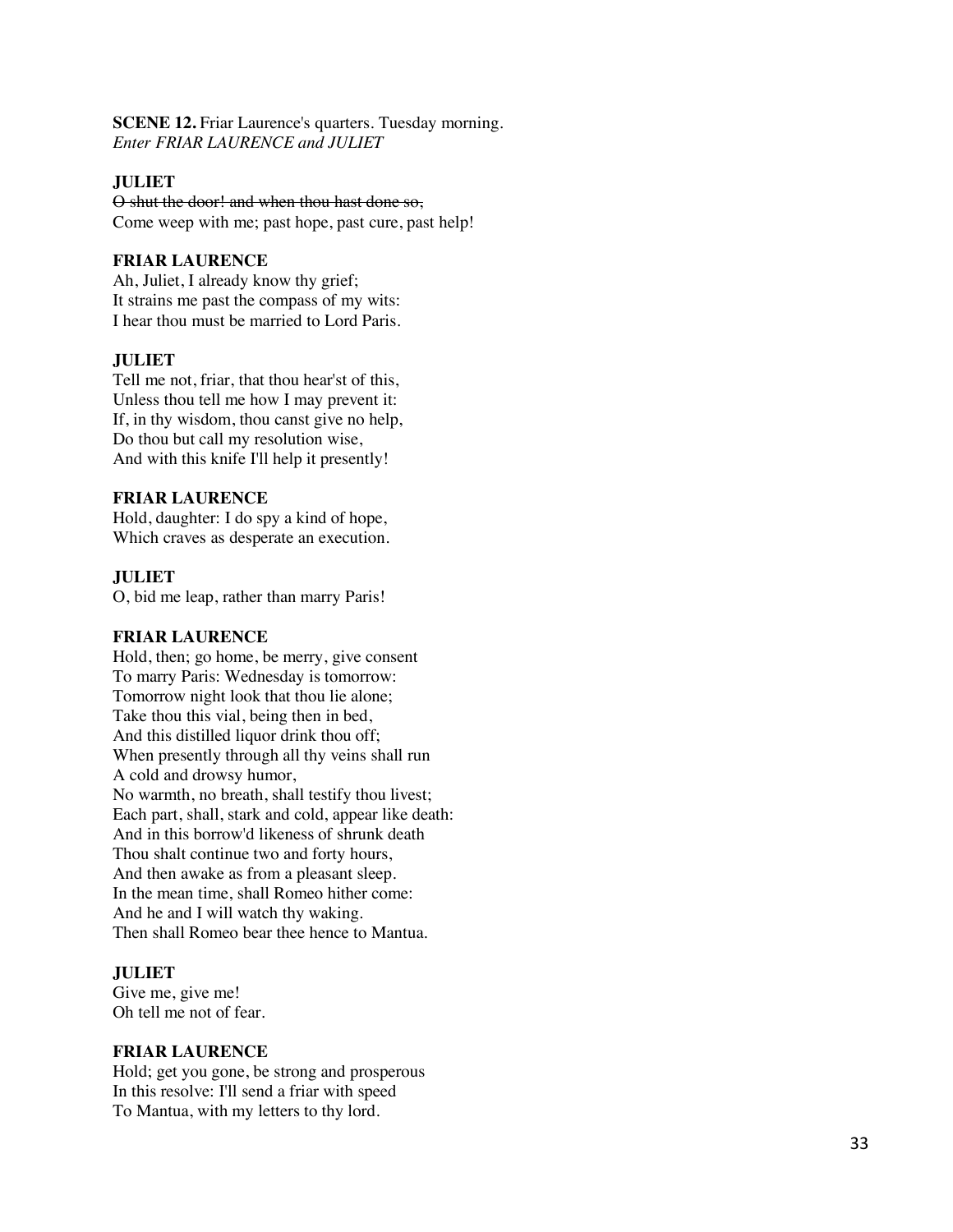**SCENE 12.** Friar Laurence's quarters. Tuesday morning.
*Enter FRIAR LAURENCE and JULIET*

**JULIET**
~~O shut the door! and when thou hast done so,~~
Come weep with me; past hope, past cure, past help!

**FRIAR LAURENCE**
Ah, Juliet, I already know thy grief;
It strains me past the compass of my wits:
I hear thou must be married to Lord Paris.

**JULIET**
Tell me not, friar, that thou hear'st of this,
Unless thou tell me how I may prevent it:
If, in thy wisdom, thou canst give no help,
Do thou but call my resolution wise,
And with this knife I'll help it presently!

**FRIAR LAURENCE**
Hold, daughter: I do spy a kind of hope,
Which craves as desperate an execution.

**JULIET**
O, bid me leap, rather than marry Paris!

**FRIAR LAURENCE**
Hold, then; go home, be merry, give consent
To marry Paris: Wednesday is tomorrow:
Tomorrow night look that thou lie alone;
Take thou this vial, being then in bed,
And this distilled liquor drink thou off;
When presently through all thy veins shall run
A cold and drowsy humor,
No warmth, no breath, shall testify thou livest;
Each part, shall, stark and cold, appear like death:
And in this borrow'd likeness of shrunk death
Thou shalt continue two and forty hours,
And then awake as from a pleasant sleep.
In the mean time, shall Romeo hither come:
And he and I will watch thy waking.
Then shall Romeo bear thee hence to Mantua.

**JULIET**
Give me, give me!
Oh tell me not of fear.

**FRIAR LAURENCE**
Hold; get you gone, be strong and prosperous
In this resolve: I'll send a friar with speed
To Mantua, with my letters to thy lord.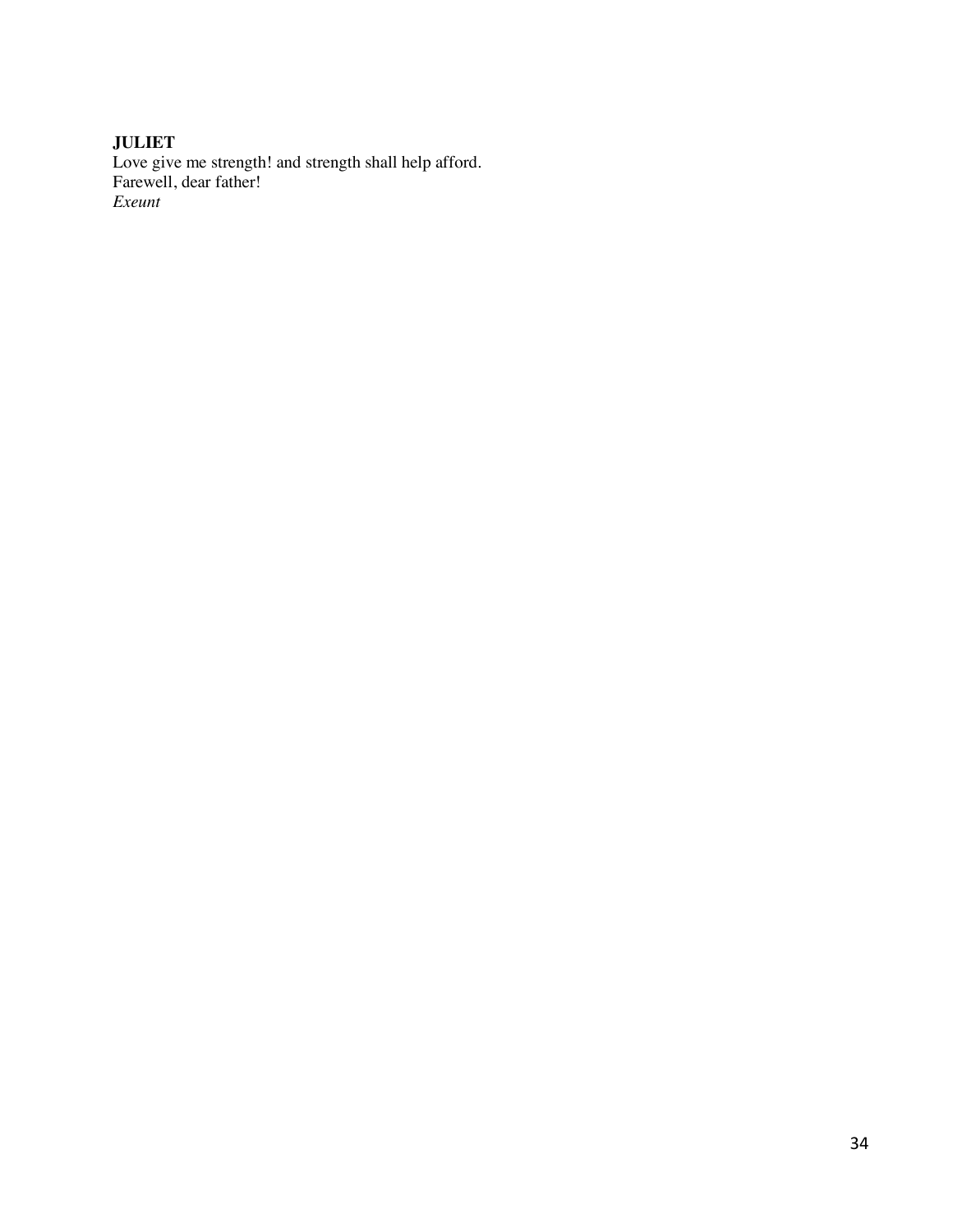**JULIET**
Love give me strength! and strength shall help afford.
Farewell, dear father!
*Exeunt*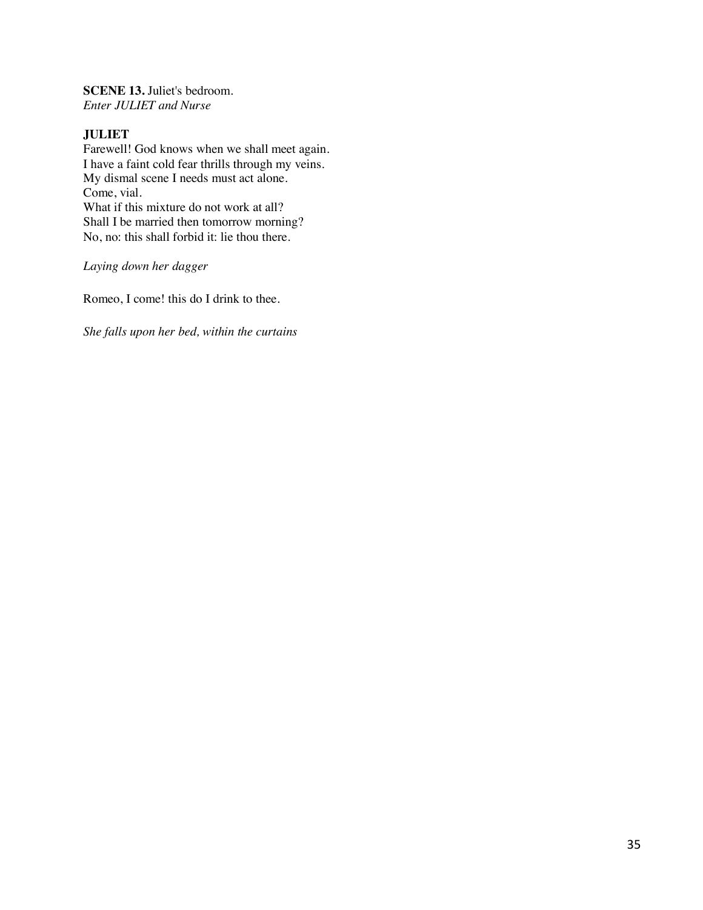**SCENE 13.** Juliet's bedroom.
*Enter JULIET and Nurse*

**JULIET**
Farewell! God knows when we shall meet again.
I have a faint cold fear thrills through my veins.
My dismal scene I needs must act alone.
Come, vial.
What if this mixture do not work at all?
Shall I be married then tomorrow morning?
No, no: this shall forbid it: lie thou there.

*Laying down her dagger*

Romeo, I come! this do I drink to thee.

*She falls upon her bed, within the curtains*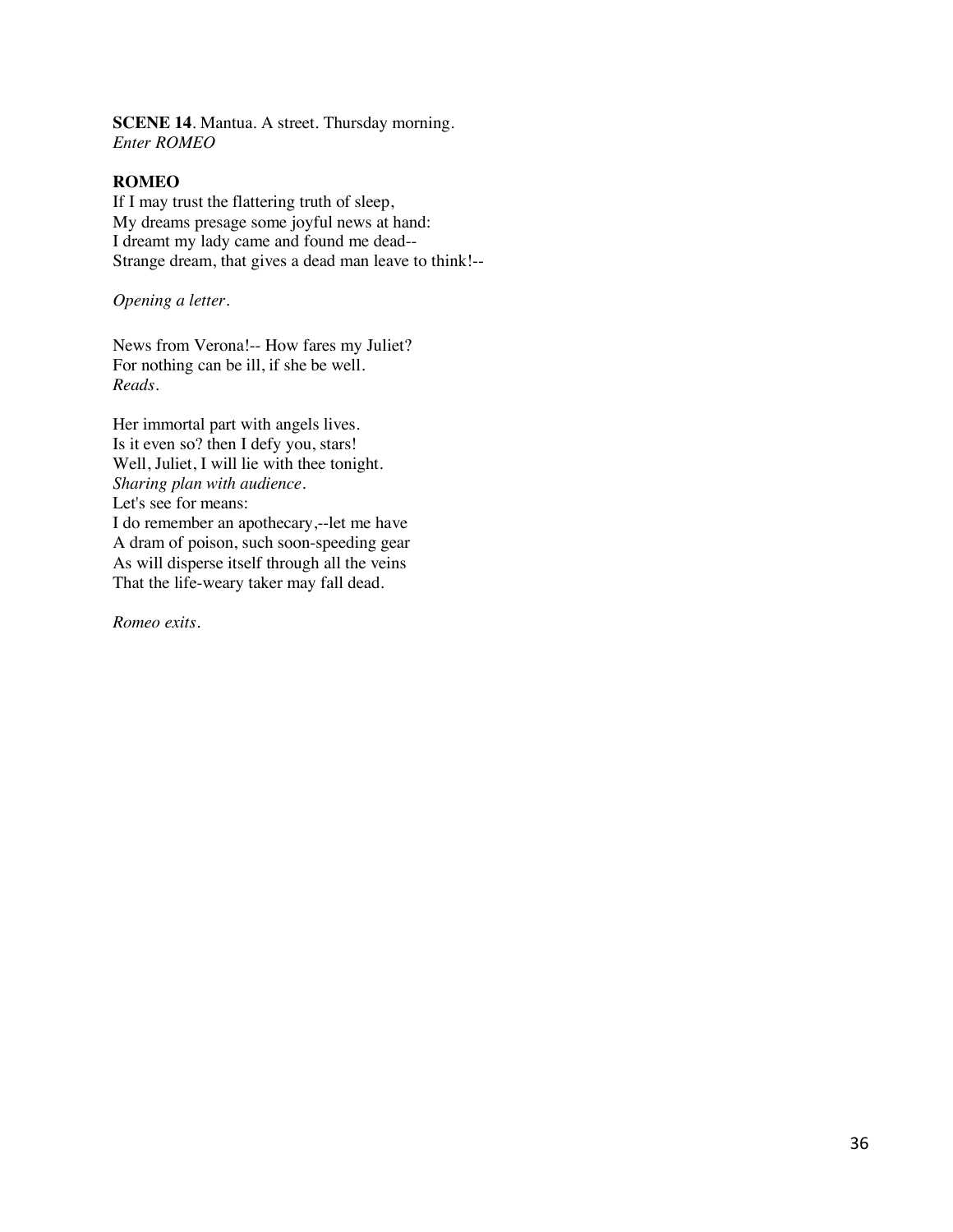**SCENE 14**. Mantua. A street. Thursday morning.
*Enter ROMEO*

**ROMEO**
If I may trust the flattering truth of sleep,
My dreams presage some joyful news at hand:
I dreamt my lady came and found me dead--
Strange dream, that gives a dead man leave to think!--

*Opening a letter.*

News from Verona!-- How fares my Juliet?
For nothing can be ill, if she be well.
*Reads.*

Her immortal part with angels lives.
Is it even so? then I defy you, stars!
Well, Juliet, I will lie with thee tonight.
*Sharing plan with audience.*
Let's see for means:
I do remember an apothecary,--let me have
A dram of poison, such soon-speeding gear
As will disperse itself through all the veins
That the life-weary taker may fall dead.

*Romeo exits.*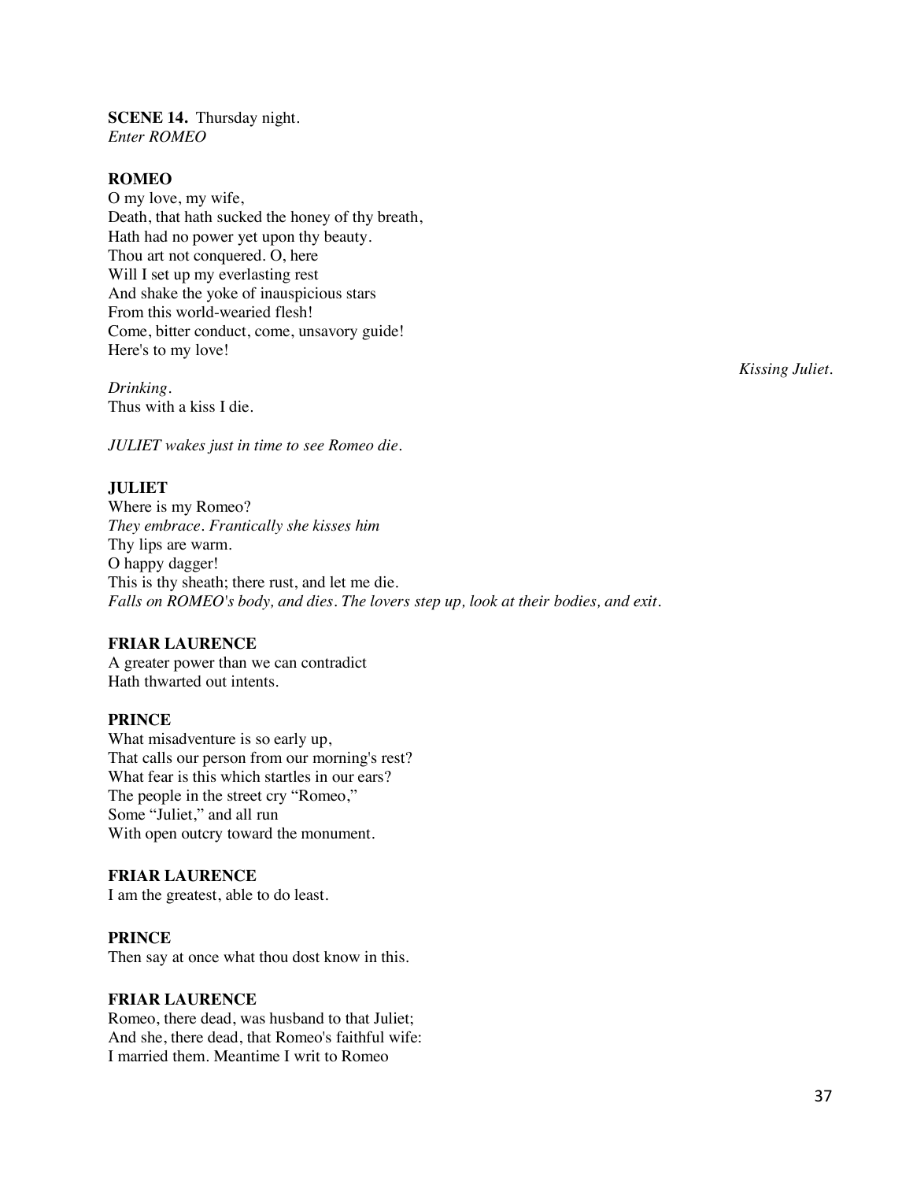**SCENE 14.** Thursday night.
*Enter ROMEO*

**ROMEO**
O my love, my wife,
Death, that hath sucked the honey of thy breath,
Hath had no power yet upon thy beauty.
Thou art not conquered. O, here
Will I set up my everlasting rest
And shake the yoke of inauspicious stars
From this world-wearied flesh!
Come, bitter conduct, come, unsavory guide!
Here's to my love!

*Kissing Juliet.*

*Drinking.*
Thus with a kiss I die.

*JULIET wakes just in time to see Romeo die.*

**JULIET**
Where is my Romeo?
*They embrace. Frantically she kisses him*
Thy lips are warm.
O happy dagger!
This is thy sheath; there rust, and let me die.
*Falls on ROMEO's body, and dies. The lovers step up, look at their bodies, and exit.*

**FRIAR LAURENCE**
A greater power than we can contradict
Hath thwarted out intents.

**PRINCE**
What misadventure is so early up,
That calls our person from our morning's rest?
What fear is this which startles in our ears?
The people in the street cry "Romeo,"
Some "Juliet," and all run
With open outcry toward the monument.

**FRIAR LAURENCE**
I am the greatest, able to do least.

**PRINCE**
Then say at once what thou dost know in this.

**FRIAR LAURENCE**
Romeo, there dead, was husband to that Juliet;
And she, there dead, that Romeo's faithful wife:
I married them. Meantime I writ to Romeo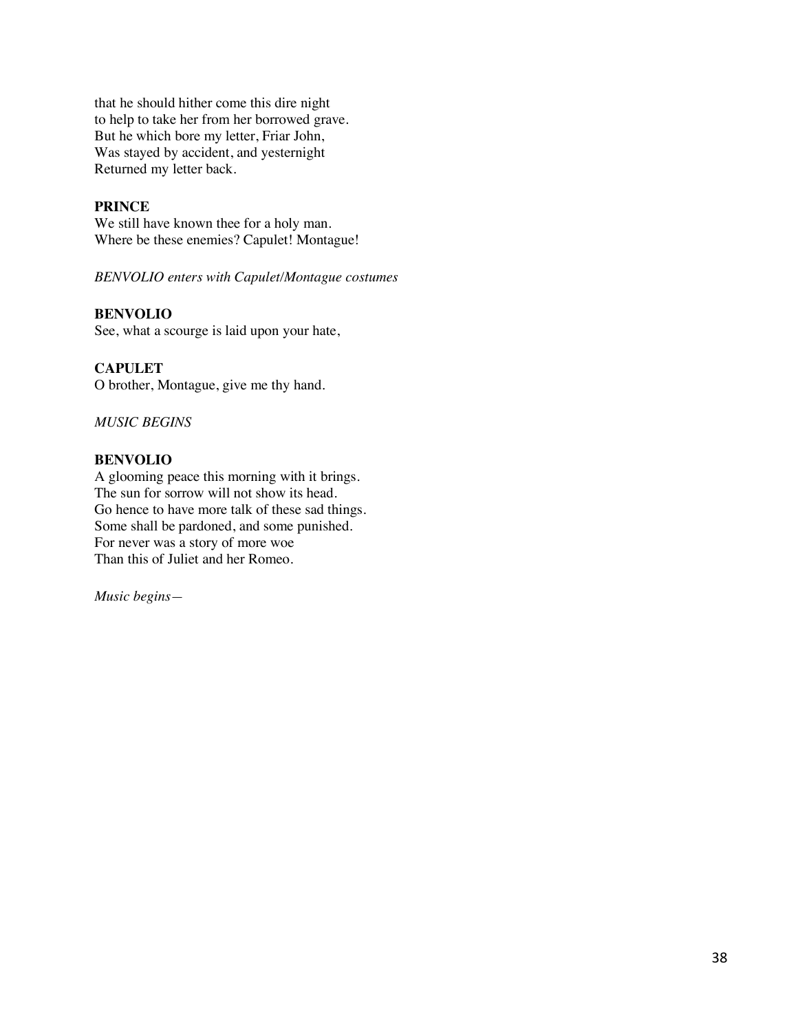that he should hither come this dire night
to help to take her from her borrowed grave.
But he which bore my letter, Friar John,
Was stayed by accident, and yesternight
Returned my letter back.

**PRINCE**
We still have known thee for a holy man.
Where be these enemies? Capulet! Montague!

*BENVOLIO enters with Capulet/Montague costumes*

**BENVOLIO**
See, what a scourge is laid upon your hate,

**CAPULET**
O brother, Montague, give me thy hand.

*MUSIC BEGINS*

**BENVOLIO**
A glooming peace this morning with it brings.
The sun for sorrow will not show its head.
Go hence to have more talk of these sad things.
Some shall be pardoned, and some punished.
For never was a story of more woe
Than this of Juliet and her Romeo.

*Music begins—*